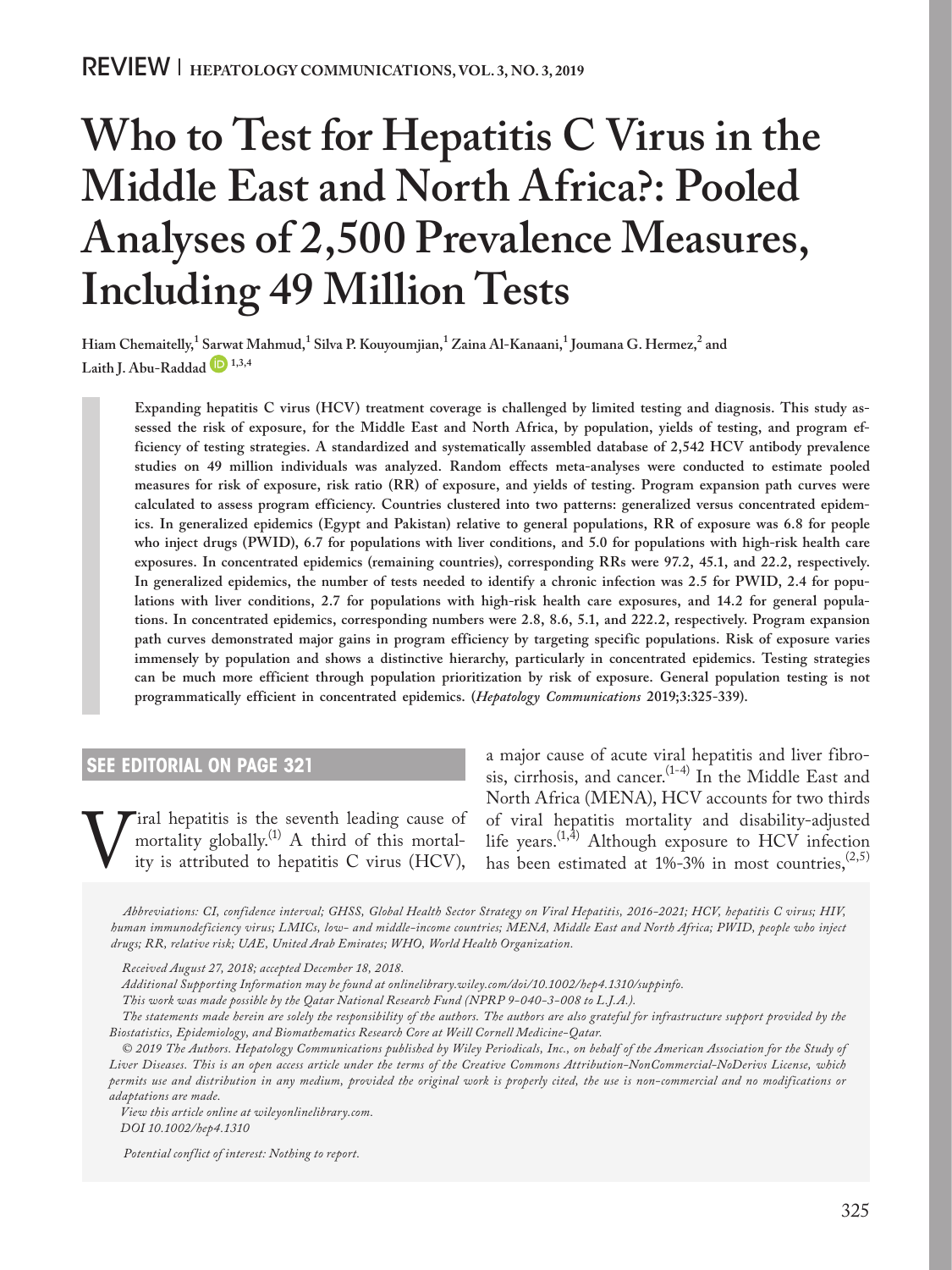REVIEW | HEPATOLOGY COMMUNICATIONS, VOL. 3, NO. 3, 2019

# Who to Test for Hepatitis C Virus in the Middle East and North Africa?: Pooled Analyses of 2,500 Prevalence Measures, Including 49 Million Tests

**Hiam Chemaitelly,[1] Sarwat Mahmud,[1] Silva P. Kouyoumjian,[1] Zaina Al-Kanaani,[1] Joumana G. Hermez,[2] and Laith J. Abu-Raddad[1,3,4]**

**Expanding hepatitis C virus (HCV) treatment coverage is challenged by limited testing and diagnosis. This study assessed the risk of exposure, for the Middle East and North Africa, by population, yields of testing, and program efficiency of testing strategies. A standardized and systematically assembled database of 2,542 HCV antibody prevalence studies on 49 million individuals was analyzed. Random effects meta-analyses were conducted to estimate pooled measures for risk of exposure, risk ratio (RR) of exposure, and yields of testing. Program expansion path curves were calculated to assess program efficiency. Countries clustered into two patterns: generalized versus concentrated epidemics. In generalized epidemics (Egypt and Pakistan) relative to general populations, RR of exposure was 6.8 for people who inject drugs (PWID), 6.7 for populations with liver conditions, and 5.0 for populations with high-risk health care exposures. In concentrated epidemics (remaining countries), corresponding RRs were 97.2, 45.1, and 22.2, respectively. In generalized epidemics, the number of tests needed to identify a chronic infection was 2.5 for PWID, 2.4 for populations with liver conditions, 2.7 for populations with high-risk health care exposures, and 14.2 for general populations. In concentrated epidemics, corresponding numbers were 2.8, 8.6, 5.1, and 222.2, respectively. Program expansion path curves demonstrated major gains in program efficiency by targeting specific populations. Risk of exposure varies immensely by population and shows a distinctive hierarchy, particularly in concentrated epidemics. Testing strategies can be much more efficient through population prioritization by risk of exposure. General population testing is not programmatically efficient in concentrated epidemics. (*Hepatology Communications* 2019;3:325-339).**

## SEE EDITORIAL ON PAGE 321

Viral hepatitis is the seventh leading cause of mortality globally.[1] A third of this mortality is attributed to hepatitis C virus (HCV), a major cause of acute viral hepatitis and liver fibrosis, cirrhosis, and cancer.[1-4] In the Middle East and North Africa (MENA), HCV accounts for two thirds of viral hepatitis mortality and disability-adjusted life years.[1,4] Although exposure to HCV infection has been estimated at 1%-3% in most countries,[2,5]

*Abbreviations: CI, confidence interval; GHSS, Global Health Sector Strategy on Viral Hepatitis, 2016-2021; HCV, hepatitis C virus; HIV, human immunodeficiency virus; LMICs, low- and middle-income countries; MENA, Middle East and North Africa; PWID, people who inject drugs; RR, relative risk; UAE, United Arab Emirates; WHO, World Health Organization.*

*Received August 27, 2018; accepted December 18, 2018.*

*Additional Supporting Information may be found at onlinelibrary.wiley.com/doi/10.1002/hep4.1310/suppinfo.*

*This work was made possible by the Qatar National Research Fund (NPRP 9-040-3-008 to L.J.A.).*

*The statements made herein are solely the responsibility of the authors. The authors are also grateful for infrastructure support provided by the Biostatistics, Epidemiology, and Biomathematics Research Core at Weill Cornell Medicine-Qatar.*

*© 2019 The Authors. Hepatology Communications published by Wiley Periodicals, Inc., on behalf of the American Association for the Study of Liver Diseases. This is an open access article under the terms of the Creative Commons Attribution-NonCommercial-NoDerivs License, which permits use and distribution in any medium, provided the original work is properly cited, the use is non-commercial and no modifications or adaptations are made.*

*View this article online at wileyonlinelibrary.com.*

*DOI 10.1002/hep4.1310*

*Potential conflict of interest: Nothing to report.*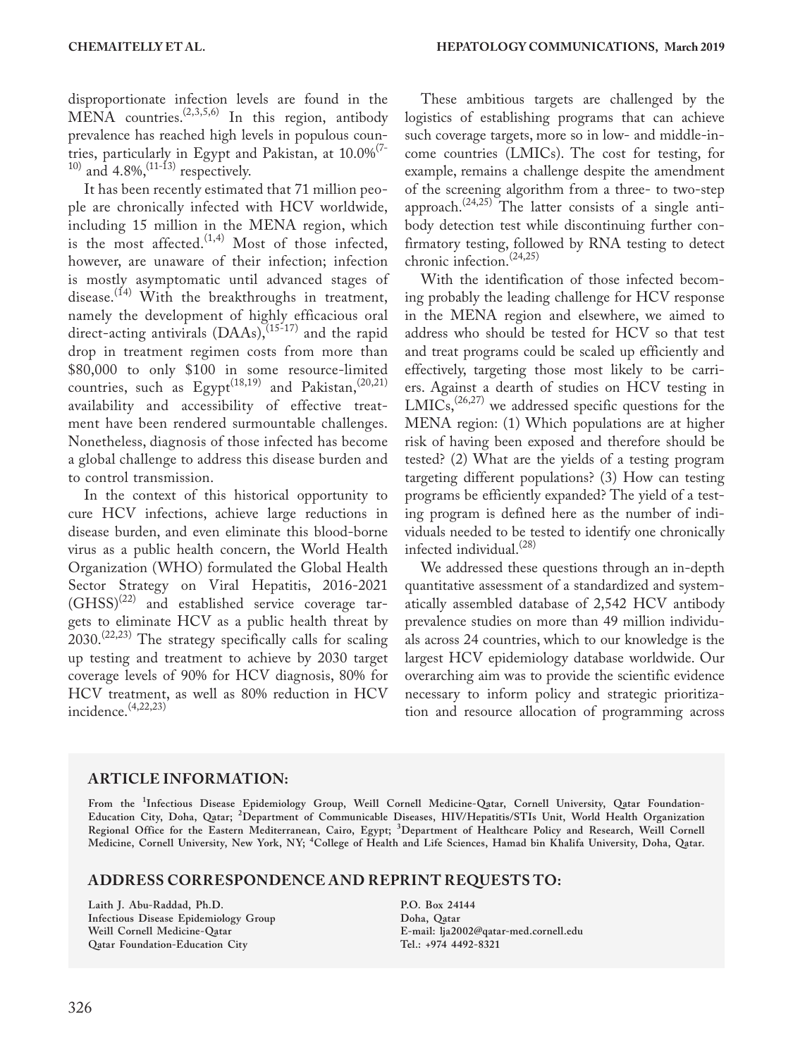disproportionate infection levels are found in the MENA countries.[2,3,5,6] In this region, antibody prevalence has reached high levels in populous countries, particularly in Egypt and Pakistan, at 10.0%[7-10] and 4.8%,[11-13] respectively.

It has been recently estimated that 71 million people are chronically infected with HCV worldwide, including 15 million in the MENA region, which is the most affected.[1,4] Most of those infected, however, are unaware of their infection; infection is mostly asymptomatic until advanced stages of disease.[14] With the breakthroughs in treatment, namely the development of highly efficacious oral direct-acting antivirals (DAAs),[15-17] and the rapid drop in treatment regimen costs from more than \$80,000 to only \$100 in some resource-limited countries, such as Egypt[18,19] and Pakistan,[20,21] availability and accessibility of effective treatment have been rendered surmountable challenges. Nonetheless, diagnosis of those infected has become a global challenge to address this disease burden and to control transmission.

In the context of this historical opportunity to cure HCV infections, achieve large reductions in disease burden, and even eliminate this blood-borne virus as a public health concern, the World Health Organization (WHO) formulated the Global Health Sector Strategy on Viral Hepatitis, 2016-2021 (GHSS)[22] and established service coverage targets to eliminate HCV as a public health threat by 2030.[22,23] The strategy specifically calls for scaling up testing and treatment to achieve by 2030 target coverage levels of 90% for HCV diagnosis, 80% for HCV treatment, as well as 80% reduction in HCV incidence.[4,22,23]

These ambitious targets are challenged by the logistics of establishing programs that can achieve such coverage targets, more so in low- and middle-income countries (LMICs). The cost for testing, for example, remains a challenge despite the amendment of the screening algorithm from a three- to two-step approach.[24,25] The latter consists of a single antibody detection test while discontinuing further confirmatory testing, followed by RNA testing to detect chronic infection.[24,25]

With the identification of those infected becoming probably the leading challenge for HCV response in the MENA region and elsewhere, we aimed to address who should be tested for HCV so that test and treat programs could be scaled up efficiently and effectively, targeting those most likely to be carriers. Against a dearth of studies on HCV testing in LMICs,[26,27] we addressed specific questions for the MENA region: (1) Which populations are at higher risk of having been exposed and therefore should be tested? (2) What are the yields of a testing program targeting different populations? (3) How can testing programs be efficiently expanded? The yield of a testing program is defined here as the number of individuals needed to be tested to identify one chronically infected individual.[28]

We addressed these questions through an in-depth quantitative assessment of a standardized and systematically assembled database of 2,542 HCV antibody prevalence studies on more than 49 million individuals across 24 countries, which to our knowledge is the largest HCV epidemiology database worldwide. Our overarching aim was to provide the scientific evidence necessary to inform policy and strategic prioritization and resource allocation of programming across

## ARTICLE INFORMATION:

**From the [1]Infectious Disease Epidemiology Group, Weill Cornell Medicine-Qatar, Cornell University, Qatar Foundation-Education City, Doha, Qatar; [2]Department of Communicable Diseases, HIV/Hepatitis/STIs Unit, World Health Organization Regional Office for the Eastern Mediterranean, Cairo, Egypt; [3]Department of Healthcare Policy and Research, Weill Cornell Medicine, Cornell University, New York, NY; [4]College of Health and Life Sciences, Hamad bin Khalifa University, Doha, Qatar.**

## ADDRESS CORRESPONDENCE AND REPRINT REQUESTS TO:

**Laith J. Abu-Raddad, Ph.D.**
**Infectious Disease Epidemiology Group**
**Weill Cornell Medicine-Qatar**
**Qatar Foundation-Education City**
**P.O. Box 24144**
**Doha, Qatar**
**E-mail: lja2002@qatar-med.cornell.edu**
**Tel.: +974 4492-8321**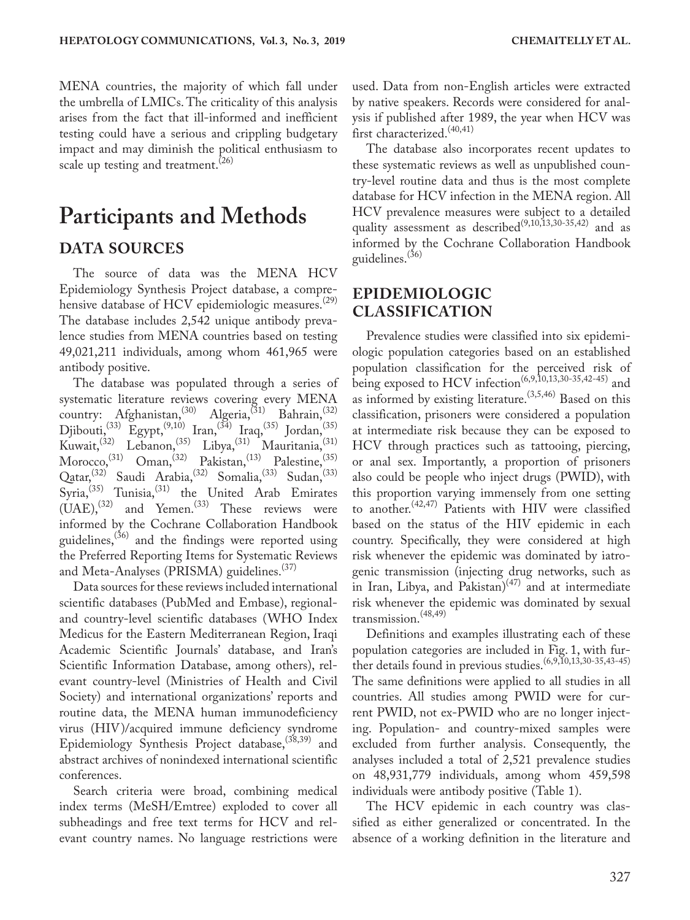MENA countries, the majority of which fall under the umbrella of LMICs. The criticality of this analysis arises from the fact that ill-informed and inefficient testing could have a serious and crippling budgetary impact and may diminish the political enthusiasm to scale up testing and treatment.[26]

# Participants and Methods

## DATA SOURCES

The source of data was the MENA HCV Epidemiology Synthesis Project database, a comprehensive database of HCV epidemiologic measures.[29] The database includes 2,542 unique antibody prevalence studies from MENA countries based on testing 49,021,211 individuals, among whom 461,965 were antibody positive.

The database was populated through a series of systematic literature reviews covering every MENA country: Afghanistan,[30] Algeria,[31] Bahrain,[32] Djibouti,[33] Egypt,[9,10] Iran,[34] Iraq,[35] Jordan,[35] Kuwait,[32] Lebanon,[35] Libya,[31] Mauritania,[31] Morocco,[31] Oman,[32] Pakistan,[13] Palestine,[35] Qatar,[32] Saudi Arabia,[32] Somalia,[33] Sudan,[33] Syria,[35] Tunisia,[31] the United Arab Emirates (UAE),[32] and Yemen.[33] These reviews were informed by the Cochrane Collaboration Handbook guidelines,[36] and the findings were reported using the Preferred Reporting Items for Systematic Reviews and Meta-Analyses (PRISMA) guidelines.[37]

Data sources for these reviews included international scientific databases (PubMed and Embase), regional- and country-level scientific databases (WHO Index Medicus for the Eastern Mediterranean Region, Iraqi Academic Scientific Journals' database, and Iran's Scientific Information Database, among others), relevant country-level (Ministries of Health and Civil Society) and international organizations' reports and routine data, the MENA human immunodeficiency virus (HIV)/acquired immune deficiency syndrome Epidemiology Synthesis Project database,[38,39] and abstract archives of nonindexed international scientific conferences.

Search criteria were broad, combining medical index terms (MeSH/Emtree) exploded to cover all subheadings and free text terms for HCV and relevant country names. No language restrictions were used. Data from non-English articles were extracted by native speakers. Records were considered for analysis if published after 1989, the year when HCV was first characterized.[40,41]

The database also incorporates recent updates to these systematic reviews as well as unpublished country-level routine data and thus is the most complete database for HCV infection in the MENA region. All HCV prevalence measures were subject to a detailed quality assessment as described[9,10,13,30-35,42] and as informed by the Cochrane Collaboration Handbook guidelines.[36]

## EPIDEMIOLOGIC CLASSIFICATION

Prevalence studies were classified into six epidemiologic population categories based on an established population classification for the perceived risk of being exposed to HCV infection[6,9,10,13,30-35,42-45] and as informed by existing literature.[3,5,46] Based on this classification, prisoners were considered a population at intermediate risk because they can be exposed to HCV through practices such as tattooing, piercing, or anal sex. Importantly, a proportion of prisoners also could be people who inject drugs (PWID), with this proportion varying immensely from one setting to another.[42,47] Patients with HIV were classified based on the status of the HIV epidemic in each country. Specifically, they were considered at high risk whenever the epidemic was dominated by iatrogenic transmission (injecting drug networks, such as in Iran, Libya, and Pakistan)[47] and at intermediate risk whenever the epidemic was dominated by sexual transmission.[48,49]

Definitions and examples illustrating each of these population categories are included in Fig. 1, with further details found in previous studies.[6,9,10,13,30-35,43-45] The same definitions were applied to all studies in all countries. All studies among PWID were for current PWID, not ex-PWID who are no longer injecting. Population- and country-mixed samples were excluded from further analysis. Consequently, the analyses included a total of 2,521 prevalence studies on 48,931,779 individuals, among whom 459,598 individuals were antibody positive (Table 1).

The HCV epidemic in each country was classified as either generalized or concentrated. In the absence of a working definition in the literature and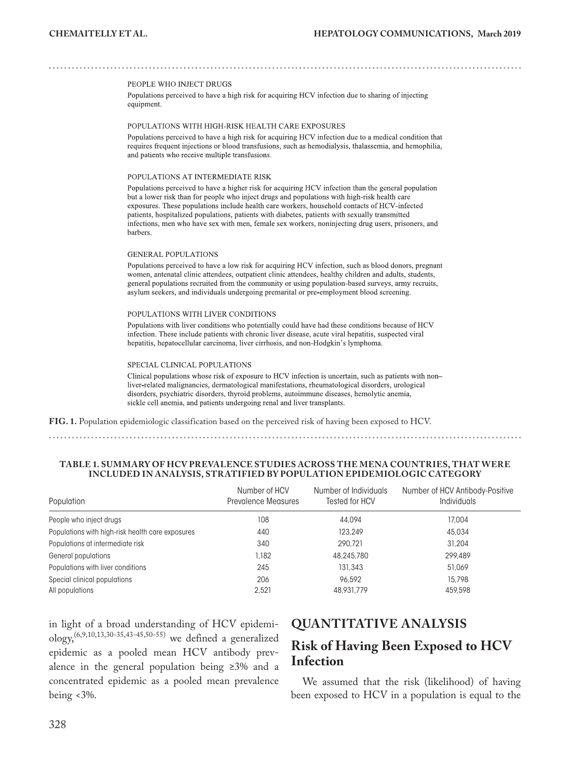PEOPLE WHO INJECT DRUGS

Populations perceived to have a high risk for acquiring HCV infection due to sharing of injecting equipment.

POPULATIONS WITH HIGH-RISK HEALTH CARE EXPOSURES

Populations perceived to have a high risk for acquiring HCV infection due to a medical condition that requires frequent injections or blood transfusions, such as hemodialysis, thalassemia, and hemophilia, and patients who receive multiple transfusions.

POPULATIONS AT INTERMEDIATE RISK

Populations perceived to have a higher risk for acquiring HCV infection than the general population but a lower risk than for people who inject drugs and populations with high-risk health care exposures. These populations include health care workers, household contacts of HCV-infected patients, hospitalized populations, patients with diabetes, patients with sexually transmitted infections, men who have sex with men, female sex workers, noninjecting drug users, prisoners, and barbers.

GENERAL POPULATIONS

Populations perceived to have a low risk for acquiring HCV infection, such as blood donors, pregnant women, antenatal clinic attendees, outpatient clinic attendees, healthy children and adults, students, general populations recruited from the community or using population-based surveys, army recruits, asylum seekers, and individuals undergoing premarital or pre-employment blood screening.

POPULATIONS WITH LIVER CONDITIONS

Populations with liver conditions who potentially could have had these conditions because of HCV infection. These include patients with chronic liver disease, acute viral hepatitis, suspected viral hepatitis, hepatocellular carcinoma, liver cirrhosis, and non-Hodgkin's lymphoma.

SPECIAL CLINICAL POPULATIONS

Clinical populations whose risk of exposure to HCV infection is uncertain, such as patients with non–liver-related malignancies, dermatological manifestations, rheumatological disorders, urological disorders, psychiatric disorders, thyroid problems, autoimmune diseases, hemolytic anemia, sickle cell anemia, and patients undergoing renal and liver transplants.

**FIG. 1.** Population epidemiologic classification based on the perceived risk of having been exposed to HCV.

**TABLE 1. SUMMARY OF HCV PREVALENCE STUDIES ACROSS THE MENA COUNTRIES, THAT WERE INCLUDED IN ANALYSIS, STRATIFIED BY POPULATION EPIDEMIOLOGIC CATEGORY**

| Population | Number of HCV Prevalence Measures | Number of Individuals Tested for HCV | Number of HCV Antibody-Positive Individuals |
|---|---|---|---|
| People who inject drugs | 108 | 44,094 | 17,004 |
| Populations with high-risk health care exposures | 440 | 123,249 | 45,034 |
| Populations at intermediate risk | 340 | 290,721 | 31,204 |
| General populations | 1,182 | 48,245,780 | 299,489 |
| Populations with liver conditions | 245 | 131,343 | 51,069 |
| Special clinical populations | 206 | 96,592 | 15,798 |
| All populations | 2,521 | 48,931,779 | 459,598 |

in light of a broad understanding of HCV epidemiology,[6,9,10,13,30-35,43-45,50-55] we defined a generalized epidemic as a pooled mean HCV antibody prevalence in the general population being ≥3% and a concentrated epidemic as a pooled mean prevalence being <3%.

# QUANTITATIVE ANALYSIS

## Risk of Having Been Exposed to HCV Infection

We assumed that the risk (likelihood) of having been exposed to HCV in a population is equal to the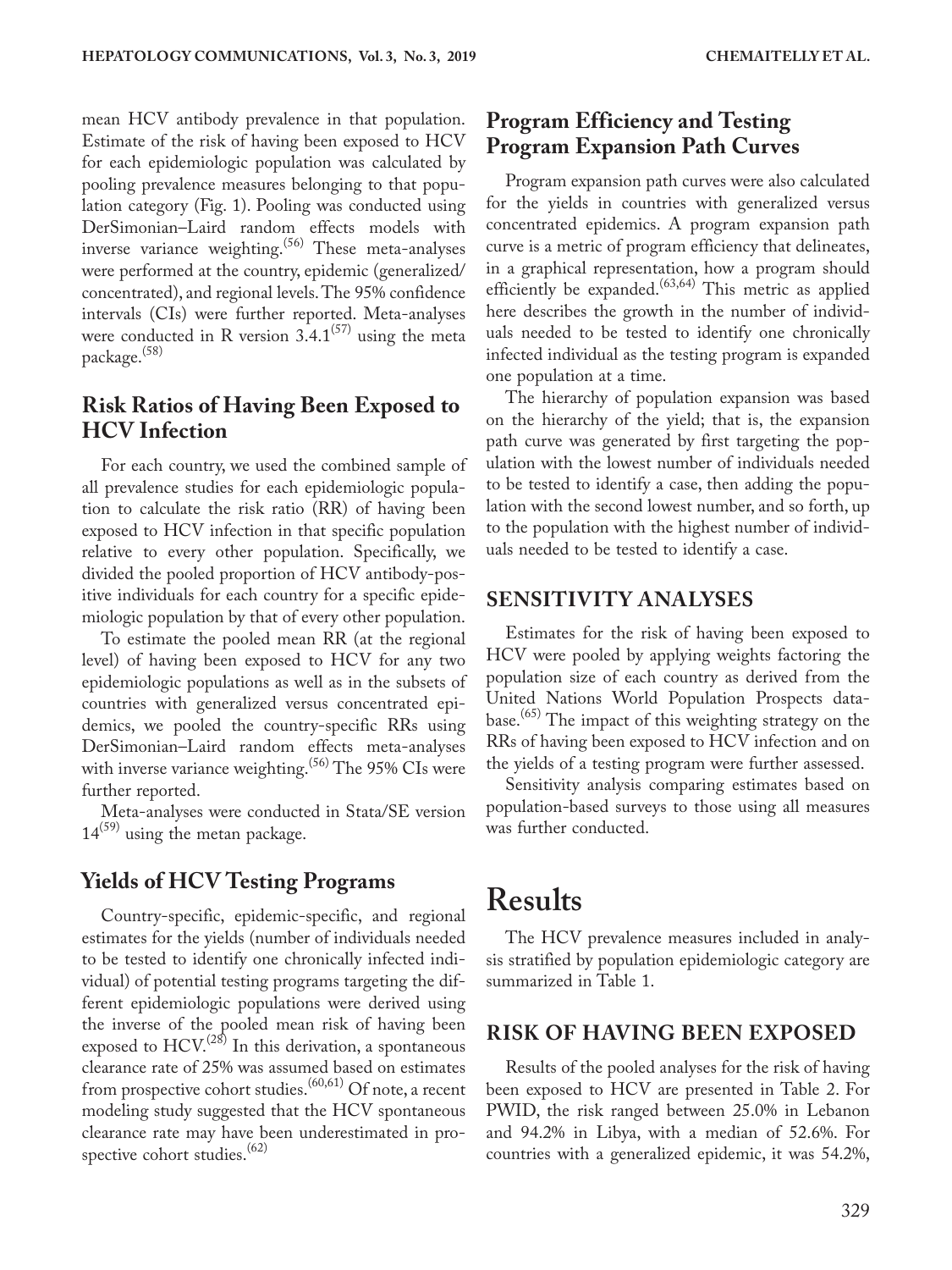mean HCV antibody prevalence in that population. Estimate of the risk of having been exposed to HCV for each epidemiologic population was calculated by pooling prevalence measures belonging to that population category (Fig. 1). Pooling was conducted using DerSimonian–Laird random effects models with inverse variance weighting.[56] These meta-analyses were performed at the country, epidemic (generalized/concentrated), and regional levels. The 95% confidence intervals (CIs) were further reported. Meta-analyses were conducted in R version 3.4.1[57] using the meta package.[58]

## Risk Ratios of Having Been Exposed to HCV Infection

For each country, we used the combined sample of all prevalence studies for each epidemiologic population to calculate the risk ratio (RR) of having been exposed to HCV infection in that specific population relative to every other population. Specifically, we divided the pooled proportion of HCV antibody-positive individuals for each country for a specific epidemiologic population by that of every other population.

To estimate the pooled mean RR (at the regional level) of having been exposed to HCV for any two epidemiologic populations as well as in the subsets of countries with generalized versus concentrated epidemics, we pooled the country-specific RRs using DerSimonian–Laird random effects meta-analyses with inverse variance weighting.[56] The 95% CIs were further reported.

Meta-analyses were conducted in Stata/SE version 14[59] using the metan package.

## Yields of HCV Testing Programs

Country-specific, epidemic-specific, and regional estimates for the yields (number of individuals needed to be tested to identify one chronically infected individual) of potential testing programs targeting the different epidemiologic populations were derived using the inverse of the pooled mean risk of having been exposed to HCV.[28] In this derivation, a spontaneous clearance rate of 25% was assumed based on estimates from prospective cohort studies.[60,61] Of note, a recent modeling study suggested that the HCV spontaneous clearance rate may have been underestimated in prospective cohort studies.[62]

## Program Efficiency and Testing Program Expansion Path Curves

Program expansion path curves were also calculated for the yields in countries with generalized versus concentrated epidemics. A program expansion path curve is a metric of program efficiency that delineates, in a graphical representation, how a program should efficiently be expanded.[63,64] This metric as applied here describes the growth in the number of individuals needed to be tested to identify one chronically infected individual as the testing program is expanded one population at a time.

The hierarchy of population expansion was based on the hierarchy of the yield; that is, the expansion path curve was generated by first targeting the population with the lowest number of individuals needed to be tested to identify a case, then adding the population with the second lowest number, and so forth, up to the population with the highest number of individuals needed to be tested to identify a case.

## SENSITIVITY ANALYSES

Estimates for the risk of having been exposed to HCV were pooled by applying weights factoring the population size of each country as derived from the United Nations World Population Prospects database.[65] The impact of this weighting strategy on the RRs of having been exposed to HCV infection and on the yields of a testing program were further assessed.

Sensitivity analysis comparing estimates based on population-based surveys to those using all measures was further conducted.

# Results

The HCV prevalence measures included in analysis stratified by population epidemiologic category are summarized in Table 1.

## RISK OF HAVING BEEN EXPOSED

Results of the pooled analyses for the risk of having been exposed to HCV are presented in Table 2. For PWID, the risk ranged between 25.0% in Lebanon and 94.2% in Libya, with a median of 52.6%. For countries with a generalized epidemic, it was 54.2%,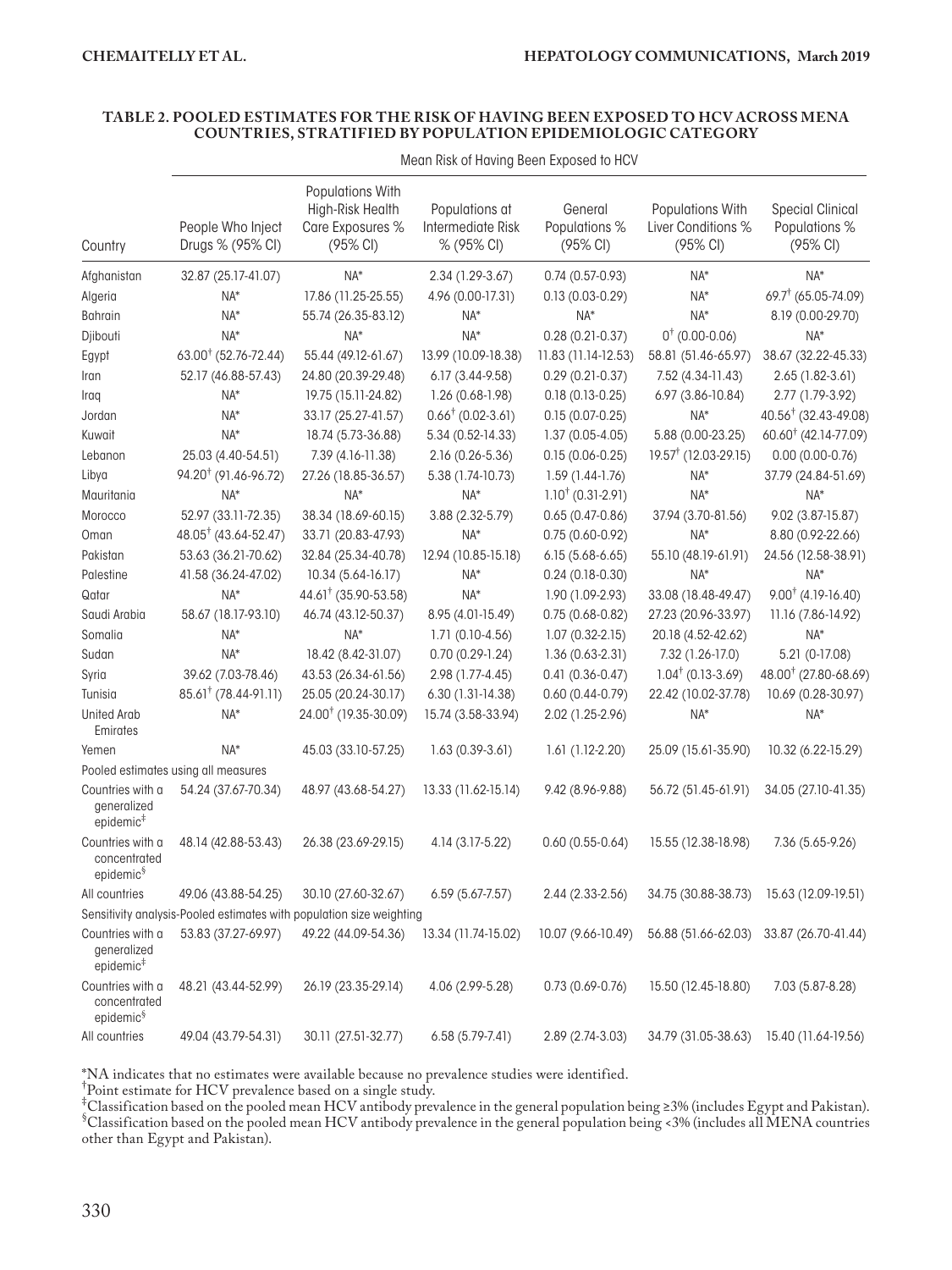**TABLE 2. POOLED ESTIMATES FOR THE RISK OF HAVING BEEN EXPOSED TO HCV ACROSS MENA COUNTRIES, STRATIFIED BY POPULATION EPIDEMIOLOGIC CATEGORY**

| | Mean Risk of Having Been Exposed to HCV | | | | | |
|---|---|---|---|---|---|---|
| Country | People Who Inject Drugs % (95% CI) | Populations With High-Risk Health Care Exposures % (95% CI) | Populations at Intermediate Risk % (95% CI) | General Populations % (95% CI) | Populations With Liver Conditions % (95% CI) | Special Clinical Populations % (95% CI) |
| Afghanistan | 32.87 (25.17-41.07) | NA* | 2.34 (1.29-3.67) | 0.74 (0.57-0.93) | NA* | NA* |
| Algeria | NA* | 17.86 (11.25-25.55) | 4.96 (0.00-17.31) | 0.13 (0.03-0.29) | NA* | 69.7† (65.05-74.09) |
| Bahrain | NA* | 55.74 (26.35-83.12) | NA* | NA* | NA* | 8.19 (0.00-29.70) |
| Djibouti | NA* | NA* | NA* | 0.28 (0.21-0.37) | 0† (0.00-0.06) | NA* |
| Egypt | 63.00† (52.76-72.44) | 55.44 (49.12-61.67) | 13.99 (10.09-18.38) | 11.83 (11.14-12.53) | 58.81 (51.46-65.97) | 38.67 (32.22-45.33) |
| Iran | 52.17 (46.88-57.43) | 24.80 (20.39-29.48) | 6.17 (3.44-9.58) | 0.29 (0.21-0.37) | 7.52 (4.34-11.43) | 2.65 (1.82-3.61) |
| Iraq | NA* | 19.75 (15.11-24.82) | 1.26 (0.68-1.98) | 0.18 (0.13-0.25) | 6.97 (3.86-10.84) | 2.77 (1.79-3.92) |
| Jordan | NA* | 33.17 (25.27-41.57) | 0.66† (0.02-3.61) | 0.15 (0.07-0.25) | NA* | 40.56† (32.43-49.08) |
| Kuwait | NA* | 18.74 (5.73-36.88) | 5.34 (0.52-14.33) | 1.37 (0.05-4.05) | 5.88 (0.00-23.25) | 60.60† (42.14-77.09) |
| Lebanon | 25.03 (4.40-54.51) | 7.39 (4.16-11.38) | 2.16 (0.26-5.36) | 0.15 (0.06-0.25) | 19.57† (12.03-29.15) | 0.00 (0.00-0.76) |
| Libya | 94.20† (91.46-96.72) | 27.26 (18.85-36.57) | 5.38 (1.74-10.73) | 1.59 (1.44-1.76) | NA* | 37.79 (24.84-51.69) |
| Mauritania | NA* | NA* | NA* | 1.10† (0.31-2.91) | NA* | NA* |
| Morocco | 52.97 (33.11-72.35) | 38.34 (18.69-60.15) | 3.88 (2.32-5.79) | 0.65 (0.47-0.86) | 37.94 (3.70-81.56) | 9.02 (3.87-15.87) |
| Oman | 48.05† (43.64-52.47) | 33.71 (20.83-47.93) | NA* | 0.75 (0.60-0.92) | NA* | 8.80 (0.92-22.66) |
| Pakistan | 53.63 (36.21-70.62) | 32.84 (25.34-40.78) | 12.94 (10.85-15.18) | 6.15 (5.68-6.65) | 55.10 (48.19-61.91) | 24.56 (12.58-38.91) |
| Palestine | 41.58 (36.24-47.02) | 10.34 (5.64-16.17) | NA* | 0.24 (0.18-0.30) | NA* | NA* |
| Qatar | NA* | 44.61† (35.90-53.58) | NA* | 1.90 (1.09-2.93) | 33.08 (18.48-49.47) | 9.00† (4.19-16.40) |
| Saudi Arabia | 58.67 (18.17-93.10) | 46.74 (43.12-50.37) | 8.95 (4.01-15.49) | 0.75 (0.68-0.82) | 27.23 (20.96-33.97) | 11.16 (7.86-14.92) |
| Somalia | NA* | NA* | 1.71 (0.10-4.56) | 1.07 (0.32-2.15) | 20.18 (4.52-42.62) | NA* |
| Sudan | NA* | 18.42 (8.42-31.07) | 0.70 (0.29-1.24) | 1.36 (0.63-2.31) | 7.32 (1.26-17.0) | 5.21 (0-17.08) |
| Syria | 39.62 (7.03-78.46) | 43.53 (26.34-61.56) | 2.98 (1.77-4.45) | 0.41 (0.36-0.47) | 1.04† (0.13-3.69) | 48.00† (27.80-68.69) |
| Tunisia | 85.61† (78.44-91.11) | 25.05 (20.24-30.17) | 6.30 (1.31-14.38) | 0.60 (0.44-0.79) | 22.42 (10.02-37.78) | 10.69 (0.28-30.97) |
| United Arab Emirates | NA* | 24.00† (19.35-30.09) | 15.74 (3.58-33.94) | 2.02 (1.25-2.96) | NA* | NA* |
| Yemen | NA* | 45.03 (33.10-57.25) | 1.63 (0.39-3.61) | 1.61 (1.12-2.20) | 25.09 (15.61-35.90) | 10.32 (6.22-15.29) |
| Pooled estimates using all measures | | | | | | |
| Countries with a generalized epidemic‡ | 54.24 (37.67-70.34) | 48.97 (43.68-54.27) | 13.33 (11.62-15.14) | 9.42 (8.96-9.88) | 56.72 (51.45-61.91) | 34.05 (27.10-41.35) |
| Countries with a concentrated epidemic§ | 48.14 (42.88-53.43) | 26.38 (23.69-29.15) | 4.14 (3.17-5.22) | 0.60 (0.55-0.64) | 15.55 (12.38-18.98) | 7.36 (5.65-9.26) |
| All countries | 49.06 (43.88-54.25) | 30.10 (27.60-32.67) | 6.59 (5.67-7.57) | 2.44 (2.33-2.56) | 34.75 (30.88-38.73) | 15.63 (12.09-19.51) |
| Sensitivity analysis-Pooled estimates with population size weighting | | | | | | |
| Countries with a generalized epidemic‡ | 53.83 (37.27-69.97) | 49.22 (44.09-54.36) | 13.34 (11.74-15.02) | 10.07 (9.66-10.49) | 56.88 (51.66-62.03) | 33.87 (26.70-41.44) |
| Countries with a concentrated epidemic§ | 48.21 (43.44-52.99) | 26.19 (23.35-29.14) | 4.06 (2.99-5.28) | 0.73 (0.69-0.76) | 15.50 (12.45-18.80) | 7.03 (5.87-8.28) |
| All countries | 49.04 (43.79-54.31) | 30.11 (27.51-32.77) | 6.58 (5.79-7.41) | 2.89 (2.74-3.03) | 34.79 (31.05-38.63) | 15.40 (11.64-19.56) |

*NA indicates that no estimates were available because no prevalence studies were identified.
†Point estimate for HCV prevalence based on a single study.
‡Classification based on the pooled mean HCV antibody prevalence in the general population being ≥3% (includes Egypt and Pakistan).
§Classification based on the pooled mean HCV antibody prevalence in the general population being <3% (includes all MENA countries other than Egypt and Pakistan).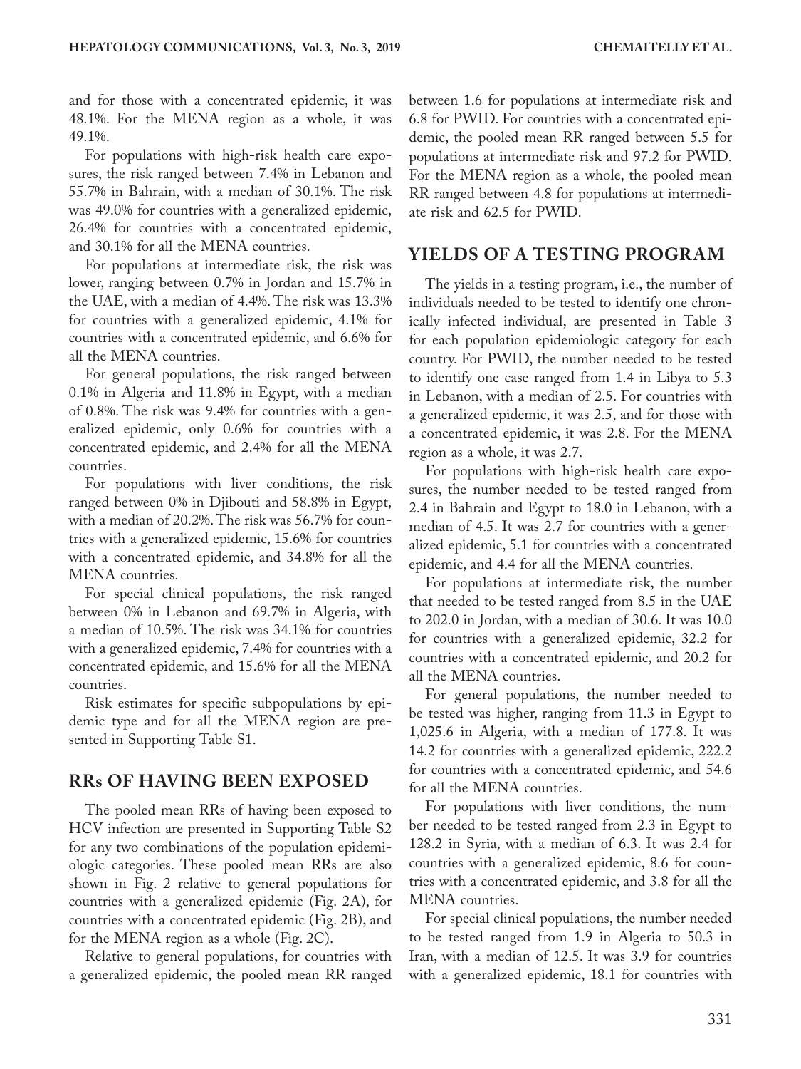and for those with a concentrated epidemic, it was 48.1%. For the MENA region as a whole, it was 49.1%.

For populations with high-risk health care exposures, the risk ranged between 7.4% in Lebanon and 55.7% in Bahrain, with a median of 30.1%. The risk was 49.0% for countries with a generalized epidemic, 26.4% for countries with a concentrated epidemic, and 30.1% for all the MENA countries.

For populations at intermediate risk, the risk was lower, ranging between 0.7% in Jordan and 15.7% in the UAE, with a median of 4.4%. The risk was 13.3% for countries with a generalized epidemic, 4.1% for countries with a concentrated epidemic, and 6.6% for all the MENA countries.

For general populations, the risk ranged between 0.1% in Algeria and 11.8% in Egypt, with a median of 0.8%. The risk was 9.4% for countries with a generalized epidemic, only 0.6% for countries with a concentrated epidemic, and 2.4% for all the MENA countries.

For populations with liver conditions, the risk ranged between 0% in Djibouti and 58.8% in Egypt, with a median of 20.2%. The risk was 56.7% for countries with a generalized epidemic, 15.6% for countries with a concentrated epidemic, and 34.8% for all the MENA countries.

For special clinical populations, the risk ranged between 0% in Lebanon and 69.7% in Algeria, with a median of 10.5%. The risk was 34.1% for countries with a generalized epidemic, 7.4% for countries with a concentrated epidemic, and 15.6% for all the MENA countries.

Risk estimates for specific subpopulations by epidemic type and for all the MENA region are presented in Supporting Table S1.

## RRs OF HAVING BEEN EXPOSED

The pooled mean RRs of having been exposed to HCV infection are presented in Supporting Table S2 for any two combinations of the population epidemiologic categories. These pooled mean RRs are also shown in Fig. 2 relative to general populations for countries with a generalized epidemic (Fig. 2A), for countries with a concentrated epidemic (Fig. 2B), and for the MENA region as a whole (Fig. 2C).

Relative to general populations, for countries with a generalized epidemic, the pooled mean RR ranged between 1.6 for populations at intermediate risk and 6.8 for PWID. For countries with a concentrated epidemic, the pooled mean RR ranged between 5.5 for populations at intermediate risk and 97.2 for PWID. For the MENA region as a whole, the pooled mean RR ranged between 4.8 for populations at intermediate risk and 62.5 for PWID.

## YIELDS OF A TESTING PROGRAM

The yields in a testing program, i.e., the number of individuals needed to be tested to identify one chronically infected individual, are presented in Table 3 for each population epidemiologic category for each country. For PWID, the number needed to be tested to identify one case ranged from 1.4 in Libya to 5.3 in Lebanon, with a median of 2.5. For countries with a generalized epidemic, it was 2.5, and for those with a concentrated epidemic, it was 2.8. For the MENA region as a whole, it was 2.7.

For populations with high-risk health care exposures, the number needed to be tested ranged from 2.4 in Bahrain and Egypt to 18.0 in Lebanon, with a median of 4.5. It was 2.7 for countries with a generalized epidemic, 5.1 for countries with a concentrated epidemic, and 4.4 for all the MENA countries.

For populations at intermediate risk, the number that needed to be tested ranged from 8.5 in the UAE to 202.0 in Jordan, with a median of 30.6. It was 10.0 for countries with a generalized epidemic, 32.2 for countries with a concentrated epidemic, and 20.2 for all the MENA countries.

For general populations, the number needed to be tested was higher, ranging from 11.3 in Egypt to 1,025.6 in Algeria, with a median of 177.8. It was 14.2 for countries with a generalized epidemic, 222.2 for countries with a concentrated epidemic, and 54.6 for all the MENA countries.

For populations with liver conditions, the number needed to be tested ranged from 2.3 in Egypt to 128.2 in Syria, with a median of 6.3. It was 2.4 for countries with a generalized epidemic, 8.6 for countries with a concentrated epidemic, and 3.8 for all the MENA countries.

For special clinical populations, the number needed to be tested ranged from 1.9 in Algeria to 50.3 in Iran, with a median of 12.5. It was 3.9 for countries with a generalized epidemic, 18.1 for countries with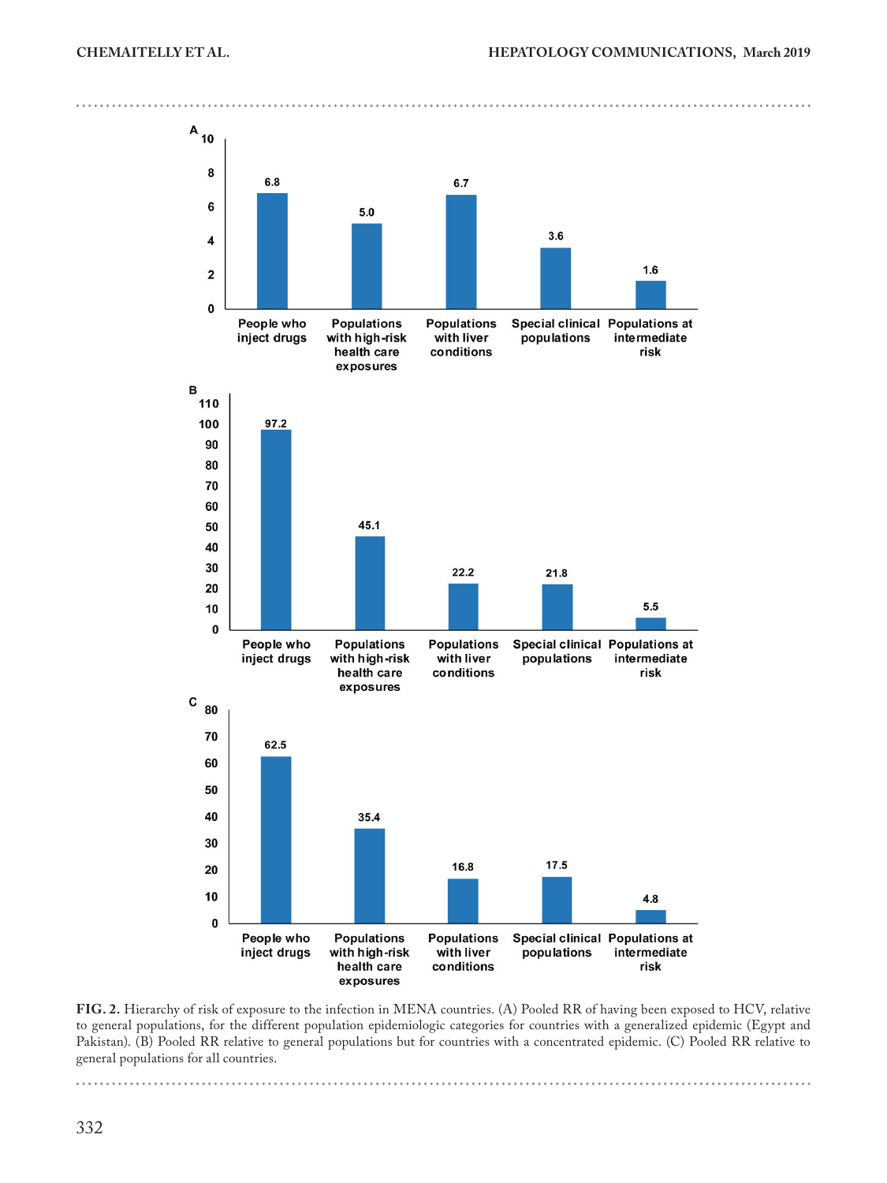FIG. 2. Hierarchy of risk of exposure to the infection in MENA countries. (A) Pooled RR of having been exposed to HCV, relative to general populations, for the different population epidemiologic categories for countries with a generalized epidemic (Egypt and Pakistan). (B) Pooled RR relative to general populations but for countries with a concentrated epidemic. (C) Pooled RR relative to general populations for all countries.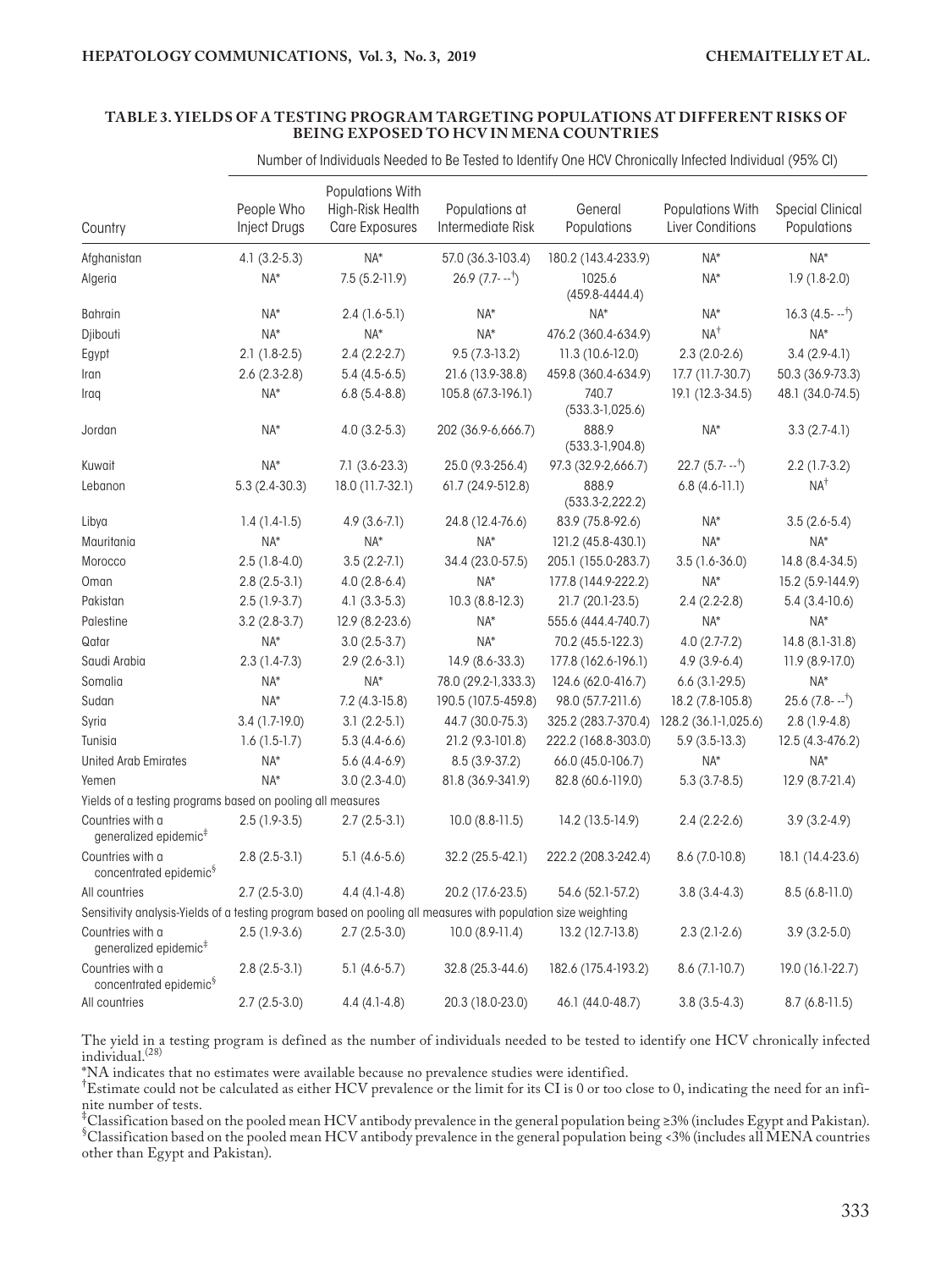**TABLE 3. YIELDS OF A TESTING PROGRAM TARGETING POPULATIONS AT DIFFERENT RISKS OF BEING EXPOSED TO HCV IN MENA COUNTRIES**

| | Number of Individuals Needed to Be Tested to Identify One HCV Chronically Infected Individual (95% CI) | | | | | |
|---|---|---|---|---|---|---|
| Country | People Who Inject Drugs | Populations With High-Risk Health Care Exposures | Populations at Intermediate Risk | General Populations | Populations With Liver Conditions | Special Clinical Populations |
| Afghanistan | 4.1 (3.2-5.3) | NA* | 57.0 (36.3-103.4) | 180.2 (143.4-233.9) | NA* | NA* |
| Algeria | NA* | 7.5 (5.2-11.9) | 26.9 (7.7- --†) | 1025.6 (459.8-4444.4) | NA* | 1.9 (1.8-2.0) |
| Bahrain | NA* | 2.4 (1.6-5.1) | NA* | NA* | NA* | 16.3 (4.5- --†) |
| Djibouti | NA* | NA* | NA* | 476.2 (360.4-634.9) | NA† | NA* |
| Egypt | 2.1 (1.8-2.5) | 2.4 (2.2-2.7) | 9.5 (7.3-13.2) | 11.3 (10.6-12.0) | 2.3 (2.0-2.6) | 3.4 (2.9-4.1) |
| Iran | 2.6 (2.3-2.8) | 5.4 (4.5-6.5) | 21.6 (13.9-38.8) | 459.8 (360.4-634.9) | 17.7 (11.7-30.7) | 50.3 (36.9-73.3) |
| Iraq | NA* | 6.8 (5.4-8.8) | 105.8 (67.3-196.1) | 740.7 (533.3-1,025.6) | 19.1 (12.3-34.5) | 48.1 (34.0-74.5) |
| Jordan | NA* | 4.0 (3.2-5.3) | 202 (36.9-6,666.7) | 888.9 (533.3-1,904.8) | NA* | 3.3 (2.7-4.1) |
| Kuwait | NA* | 7.1 (3.6-23.3) | 25.0 (9.3-256.4) | 97.3 (32.9-2,666.7) | 22.7 (5.7- --†) | 2.2 (1.7-3.2) |
| Lebanon | 5.3 (2.4-30.3) | 18.0 (11.7-32.1) | 61.7 (24.9-512.8) | 888.9 (533.3-2,222.2) | 6.8 (4.6-11.1) | NA† |
| Libya | 1.4 (1.4-1.5) | 4.9 (3.6-7.1) | 24.8 (12.4-76.6) | 83.9 (75.8-92.6) | NA* | 3.5 (2.6-5.4) |
| Mauritania | NA* | NA* | NA* | 121.2 (45.8-430.1) | NA* | NA* |
| Morocco | 2.5 (1.8-4.0) | 3.5 (2.2-7.1) | 34.4 (23.0-57.5) | 205.1 (155.0-283.7) | 3.5 (1.6-36.0) | 14.8 (8.4-34.5) |
| Oman | 2.8 (2.5-3.1) | 4.0 (2.8-6.4) | NA* | 177.8 (144.9-222.2) | NA* | 15.2 (5.9-144.9) |
| Pakistan | 2.5 (1.9-3.7) | 4.1 (3.3-5.3) | 10.3 (8.8-12.3) | 21.7 (20.1-23.5) | 2.4 (2.2-2.8) | 5.4 (3.4-10.6) |
| Palestine | 3.2 (2.8-3.7) | 12.9 (8.2-23.6) | NA* | 555.6 (444.4-740.7) | NA* | NA* |
| Qatar | NA* | 3.0 (2.5-3.7) | NA* | 70.2 (45.5-122.3) | 4.0 (2.7-7.2) | 14.8 (8.1-31.8) |
| Saudi Arabia | 2.3 (1.4-7.3) | 2.9 (2.6-3.1) | 14.9 (8.6-33.3) | 177.8 (162.6-196.1) | 4.9 (3.9-6.4) | 11.9 (8.9-17.0) |
| Somalia | NA* | NA* | 78.0 (29.2-1,333.3) | 124.6 (62.0-416.7) | 6.6 (3.1-29.5) | NA* |
| Sudan | NA* | 7.2 (4.3-15.8) | 190.5 (107.5-459.8) | 98.0 (57.7-211.6) | 18.2 (7.8-105.8) | 25.6 (7.8- --†) |
| Syria | 3.4 (1.7-19.0) | 3.1 (2.2-5.1) | 44.7 (30.0-75.3) | 325.2 (283.7-370.4) | 128.2 (36.1-1,025.6) | 2.8 (1.9-4.8) |
| Tunisia | 1.6 (1.5-1.7) | 5.3 (4.4-6.6) | 21.2 (9.3-101.8) | 222.2 (168.8-303.0) | 5.9 (3.5-13.3) | 12.5 (4.3-476.2) |
| United Arab Emirates | NA* | 5.6 (4.4-6.9) | 8.5 (3.9-37.2) | 66.0 (45.0-106.7) | NA* | NA* |
| Yemen | NA* | 3.0 (2.3-4.0) | 81.8 (36.9-341.9) | 82.8 (60.6-119.0) | 5.3 (3.7-8.5) | 12.9 (8.7-21.4) |
| Yields of a testing programs based on pooling all measures | | | | | | |
| Countries with a generalized epidemic‡ | 2.5 (1.9-3.5) | 2.7 (2.5-3.1) | 10.0 (8.8-11.5) | 14.2 (13.5-14.9) | 2.4 (2.2-2.6) | 3.9 (3.2-4.9) |
| Countries with a concentrated epidemic§ | 2.8 (2.5-3.1) | 5.1 (4.6-5.6) | 32.2 (25.5-42.1) | 222.2 (208.3-242.4) | 8.6 (7.0-10.8) | 18.1 (14.4-23.6) |
| All countries | 2.7 (2.5-3.0) | 4.4 (4.1-4.8) | 20.2 (17.6-23.5) | 54.6 (52.1-57.2) | 3.8 (3.4-4.3) | 8.5 (6.8-11.0) |
| Sensitivity analysis-Yields of a testing program based on pooling all measures with population size weighting | | | | | | |
| Countries with a generalized epidemic‡ | 2.5 (1.9-3.6) | 2.7 (2.5-3.0) | 10.0 (8.9-11.4) | 13.2 (12.7-13.8) | 2.3 (2.1-2.6) | 3.9 (3.2-5.0) |
| Countries with a concentrated epidemic§ | 2.8 (2.5-3.1) | 5.1 (4.6-5.7) | 32.8 (25.3-44.6) | 182.6 (175.4-193.2) | 8.6 (7.1-10.7) | 19.0 (16.1-22.7) |
| All countries | 2.7 (2.5-3.0) | 4.4 (4.1-4.8) | 20.3 (18.0-23.0) | 46.1 (44.0-48.7) | 3.8 (3.5-4.3) | 8.7 (6.8-11.5) |

The yield in a testing program is defined as the number of individuals needed to be tested to identify one HCV chronically infected individual.[28]

*NA indicates that no estimates were available because no prevalence studies were identified.

†Estimate could not be calculated as either HCV prevalence or the limit for its CI is 0 or too close to 0, indicating the need for an infinite number of tests.

‡Classification based on the pooled mean HCV antibody prevalence in the general population being ≥3% (includes Egypt and Pakistan).

§Classification based on the pooled mean HCV antibody prevalence in the general population being <3% (includes all MENA countries other than Egypt and Pakistan).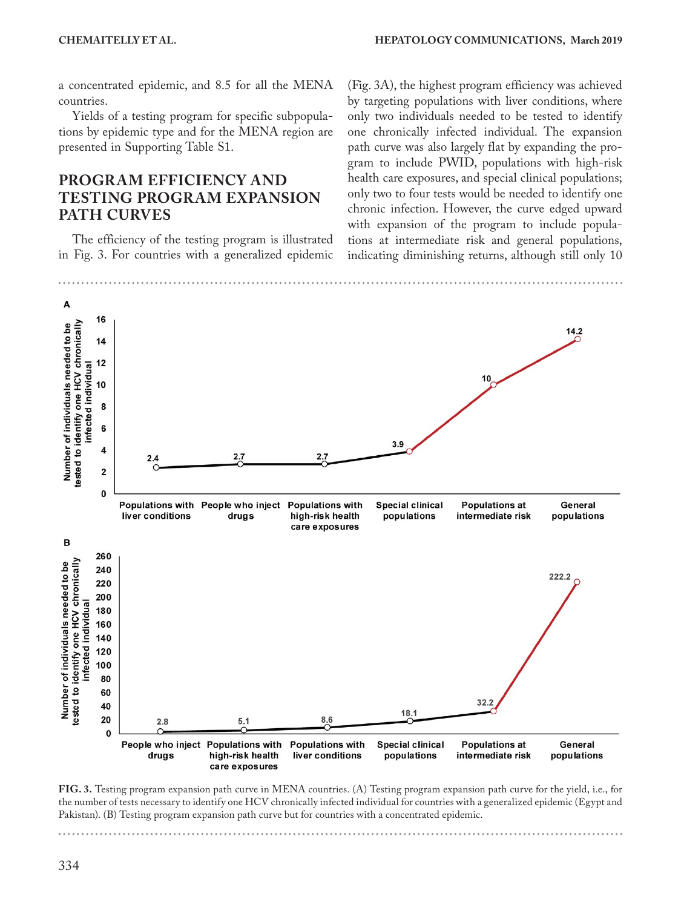a concentrated epidemic, and 8.5 for all the MENA countries.

Yields of a testing program for specific subpopulations by epidemic type and for the MENA region are presented in Supporting Table S1.

## PROGRAM EFFICIENCY AND TESTING PROGRAM EXPANSION PATH CURVES

The efficiency of the testing program is illustrated in Fig. 3. For countries with a generalized epidemic (Fig. 3A), the highest program efficiency was achieved by targeting populations with liver conditions, where only two individuals needed to be tested to identify one chronically infected individual. The expansion path curve was also largely flat by expanding the program to include PWID, populations with high-risk health care exposures, and special clinical populations; only two to four tests would be needed to identify one chronic infection. However, the curve edged upward with expansion of the program to include populations at intermediate risk and general populations, indicating diminishing returns, although still only 10

**FIG. 3.** Testing program expansion path curve in MENA countries. (A) Testing program expansion path curve for the yield, i.e., for the number of tests necessary to identify one HCV chronically infected individual for countries with a generalized epidemic (Egypt and Pakistan). (B) Testing program expansion path curve but for countries with a concentrated epidemic.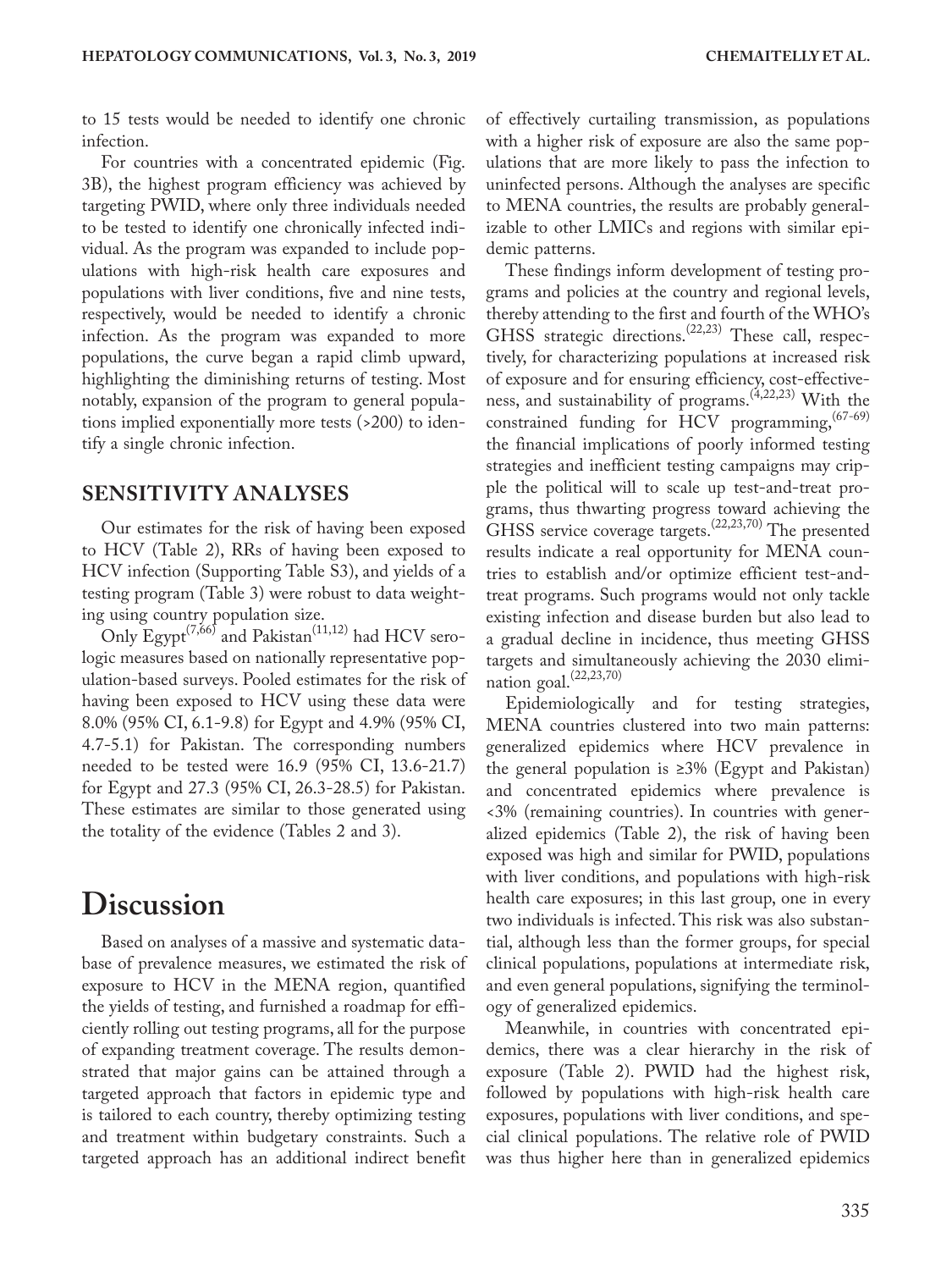to 15 tests would be needed to identify one chronic infection.

For countries with a concentrated epidemic (Fig. 3B), the highest program efficiency was achieved by targeting PWID, where only three individuals needed to be tested to identify one chronically infected individual. As the program was expanded to include populations with high-risk health care exposures and populations with liver conditions, five and nine tests, respectively, would be needed to identify a chronic infection. As the program was expanded to more populations, the curve began a rapid climb upward, highlighting the diminishing returns of testing. Most notably, expansion of the program to general populations implied exponentially more tests (>200) to identify a single chronic infection.

## SENSITIVITY ANALYSES

Our estimates for the risk of having been exposed to HCV (Table 2), RRs of having been exposed to HCV infection (Supporting Table S3), and yields of a testing program (Table 3) were robust to data weighting using country population size.

Only Egypt[7,66] and Pakistan[11,12] had HCV serologic measures based on nationally representative population-based surveys. Pooled estimates for the risk of having been exposed to HCV using these data were 8.0% (95% CI, 6.1-9.8) for Egypt and 4.9% (95% CI, 4.7-5.1) for Pakistan. The corresponding numbers needed to be tested were 16.9 (95% CI, 13.6-21.7) for Egypt and 27.3 (95% CI, 26.3-28.5) for Pakistan. These estimates are similar to those generated using the totality of the evidence (Tables 2 and 3).

# Discussion

Based on analyses of a massive and systematic database of prevalence measures, we estimated the risk of exposure to HCV in the MENA region, quantified the yields of testing, and furnished a roadmap for efficiently rolling out testing programs, all for the purpose of expanding treatment coverage. The results demonstrated that major gains can be attained through a targeted approach that factors in epidemic type and is tailored to each country, thereby optimizing testing and treatment within budgetary constraints. Such a targeted approach has an additional indirect benefit of effectively curtailing transmission, as populations with a higher risk of exposure are also the same populations that are more likely to pass the infection to uninfected persons. Although the analyses are specific to MENA countries, the results are probably generalizable to other LMICs and regions with similar epidemic patterns.

These findings inform development of testing programs and policies at the country and regional levels, thereby attending to the first and fourth of the WHO's GHSS strategic directions.[22,23] These call, respectively, for characterizing populations at increased risk of exposure and for ensuring efficiency, cost-effectiveness, and sustainability of programs.[4,22,23] With the constrained funding for HCV programming,[67-69] the financial implications of poorly informed testing strategies and inefficient testing campaigns may cripple the political will to scale up test-and-treat programs, thus thwarting progress toward achieving the GHSS service coverage targets.[22,23,70] The presented results indicate a real opportunity for MENA countries to establish and/or optimize efficient test-and-treat programs. Such programs would not only tackle existing infection and disease burden but also lead to a gradual decline in incidence, thus meeting GHSS targets and simultaneously achieving the 2030 elimination goal.[22,23,70]

Epidemiologically and for testing strategies, MENA countries clustered into two main patterns: generalized epidemics where HCV prevalence in the general population is ≥3% (Egypt and Pakistan) and concentrated epidemics where prevalence is <3% (remaining countries). In countries with generalized epidemics (Table 2), the risk of having been exposed was high and similar for PWID, populations with liver conditions, and populations with high-risk health care exposures; in this last group, one in every two individuals is infected. This risk was also substantial, although less than the former groups, for special clinical populations, populations at intermediate risk, and even general populations, signifying the terminology of generalized epidemics.

Meanwhile, in countries with concentrated epidemics, there was a clear hierarchy in the risk of exposure (Table 2). PWID had the highest risk, followed by populations with high-risk health care exposures, populations with liver conditions, and special clinical populations. The relative role of PWID was thus higher here than in generalized epidemics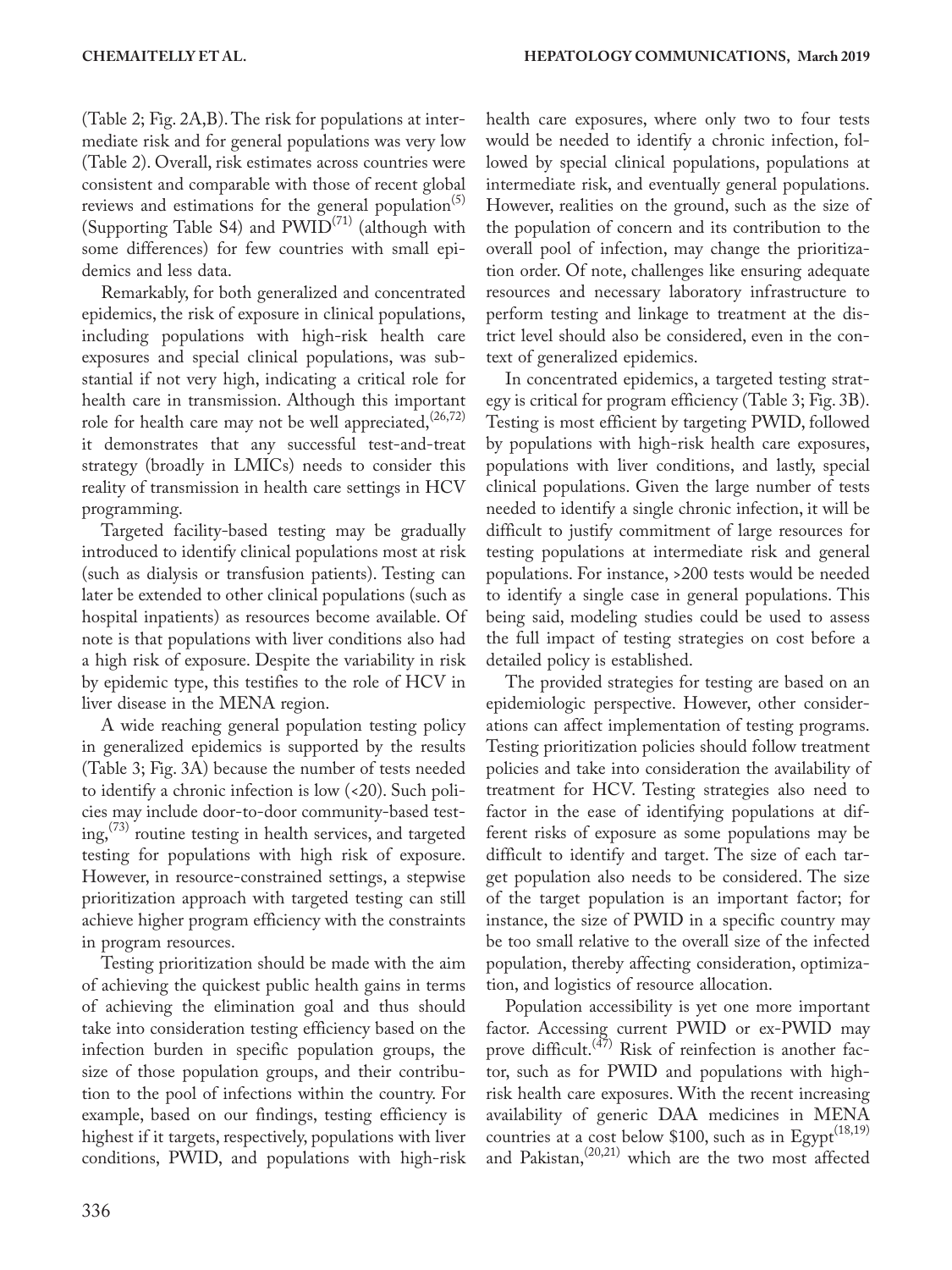(Table 2; Fig. 2A,B). The risk for populations at intermediate risk and for general populations was very low (Table 2). Overall, risk estimates across countries were consistent and comparable with those of recent global reviews and estimations for the general population[5] (Supporting Table S4) and PWID[71] (although with some differences) for few countries with small epidemics and less data.

Remarkably, for both generalized and concentrated epidemics, the risk of exposure in clinical populations, including populations with high-risk health care exposures and special clinical populations, was substantial if not very high, indicating a critical role for health care in transmission. Although this important role for health care may not be well appreciated,[26,72] it demonstrates that any successful test-and-treat strategy (broadly in LMICs) needs to consider this reality of transmission in health care settings in HCV programming.

Targeted facility-based testing may be gradually introduced to identify clinical populations most at risk (such as dialysis or transfusion patients). Testing can later be extended to other clinical populations (such as hospital inpatients) as resources become available. Of note is that populations with liver conditions also had a high risk of exposure. Despite the variability in risk by epidemic type, this testifies to the role of HCV in liver disease in the MENA region.

A wide reaching general population testing policy in generalized epidemics is supported by the results (Table 3; Fig. 3A) because the number of tests needed to identify a chronic infection is low (<20). Such policies may include door-to-door community-based testing,[73] routine testing in health services, and targeted testing for populations with high risk of exposure. However, in resource-constrained settings, a stepwise prioritization approach with targeted testing can still achieve higher program efficiency with the constraints in program resources.

Testing prioritization should be made with the aim of achieving the quickest public health gains in terms of achieving the elimination goal and thus should take into consideration testing efficiency based on the infection burden in specific population groups, the size of those population groups, and their contribution to the pool of infections within the country. For example, based on our findings, testing efficiency is highest if it targets, respectively, populations with liver conditions, PWID, and populations with high-risk health care exposures, where only two to four tests would be needed to identify a chronic infection, followed by special clinical populations, populations at intermediate risk, and eventually general populations. However, realities on the ground, such as the size of the population of concern and its contribution to the overall pool of infection, may change the prioritization order. Of note, challenges like ensuring adequate resources and necessary laboratory infrastructure to perform testing and linkage to treatment at the district level should also be considered, even in the context of generalized epidemics.

In concentrated epidemics, a targeted testing strategy is critical for program efficiency (Table 3; Fig. 3B). Testing is most efficient by targeting PWID, followed by populations with high-risk health care exposures, populations with liver conditions, and lastly, special clinical populations. Given the large number of tests needed to identify a single chronic infection, it will be difficult to justify commitment of large resources for testing populations at intermediate risk and general populations. For instance, >200 tests would be needed to identify a single case in general populations. This being said, modeling studies could be used to assess the full impact of testing strategies on cost before a detailed policy is established.

The provided strategies for testing are based on an epidemiologic perspective. However, other considerations can affect implementation of testing programs. Testing prioritization policies should follow treatment policies and take into consideration the availability of treatment for HCV. Testing strategies also need to factor in the ease of identifying populations at different risks of exposure as some populations may be difficult to identify and target. The size of each target population also needs to be considered. The size of the target population is an important factor; for instance, the size of PWID in a specific country may be too small relative to the overall size of the infected population, thereby affecting consideration, optimization, and logistics of resource allocation.

Population accessibility is yet one more important factor. Accessing current PWID or ex-PWID may prove difficult.[47] Risk of reinfection is another factor, such as for PWID and populations with high-risk health care exposures. With the recent increasing availability of generic DAA medicines in MENA countries at a cost below $100, such as in Egypt[18,19] and Pakistan,[20,21] which are the two most affected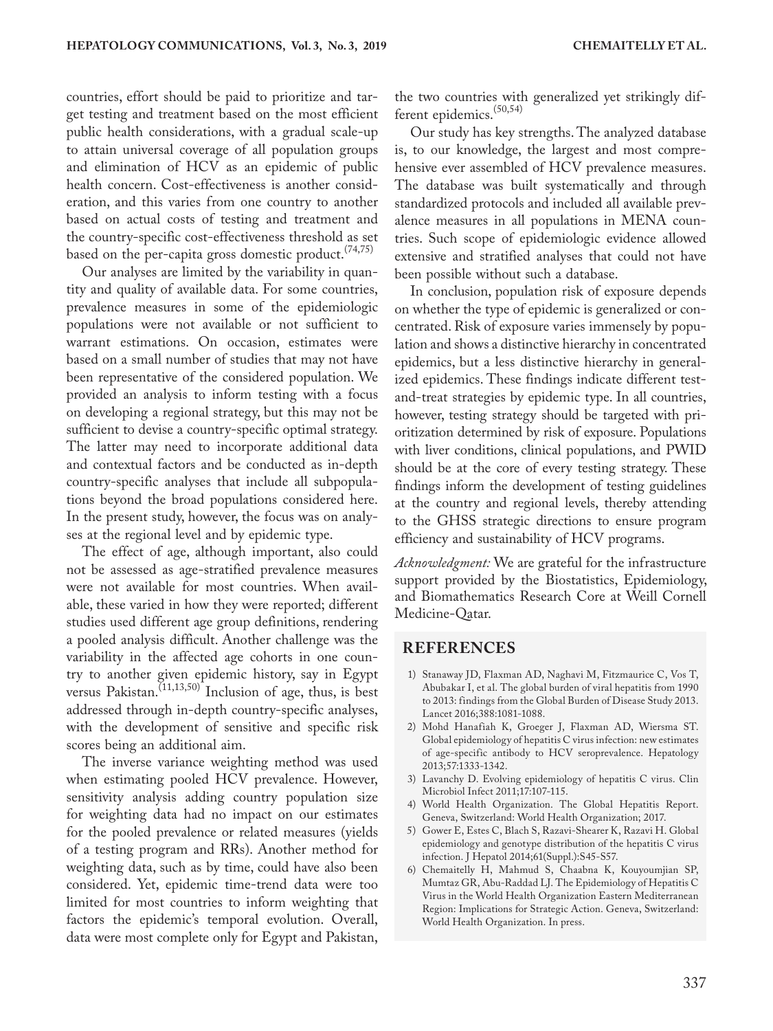countries, effort should be paid to prioritize and target testing and treatment based on the most efficient public health considerations, with a gradual scale-up to attain universal coverage of all population groups and elimination of HCV as an epidemic of public health concern. Cost-effectiveness is another consideration, and this varies from one country to another based on actual costs of testing and treatment and the country-specific cost-effectiveness threshold as set based on the per-capita gross domestic product.[74,75]

Our analyses are limited by the variability in quantity and quality of available data. For some countries, prevalence measures in some of the epidemiologic populations were not available or not sufficient to warrant estimations. On occasion, estimates were based on a small number of studies that may not have been representative of the considered population. We provided an analysis to inform testing with a focus on developing a regional strategy, but this may not be sufficient to devise a country-specific optimal strategy. The latter may need to incorporate additional data and contextual factors and be conducted as in-depth country-specific analyses that include all subpopulations beyond the broad populations considered here. In the present study, however, the focus was on analyses at the regional level and by epidemic type.

The effect of age, although important, also could not be assessed as age-stratified prevalence measures were not available for most countries. When available, these varied in how they were reported; different studies used different age group definitions, rendering a pooled analysis difficult. Another challenge was the variability in the affected age cohorts in one country to another given epidemic history, say in Egypt versus Pakistan.[11,13,50] Inclusion of age, thus, is best addressed through in-depth country-specific analyses, with the development of sensitive and specific risk scores being an additional aim.

The inverse variance weighting method was used when estimating pooled HCV prevalence. However, sensitivity analysis adding country population size for weighting data had no impact on our estimates for the pooled prevalence or related measures (yields of a testing program and RRs). Another method for weighting data, such as by time, could have also been considered. Yet, epidemic time-trend data were too limited for most countries to inform weighting that factors the epidemic's temporal evolution. Overall, data were most complete only for Egypt and Pakistan, the two countries with generalized yet strikingly different epidemics.[50,54]

Our study has key strengths. The analyzed database is, to our knowledge, the largest and most comprehensive ever assembled of HCV prevalence measures. The database was built systematically and through standardized protocols and included all available prevalence measures in all populations in MENA countries. Such scope of epidemiologic evidence allowed extensive and stratified analyses that could not have been possible without such a database.

In conclusion, population risk of exposure depends on whether the type of epidemic is generalized or concentrated. Risk of exposure varies immensely by population and shows a distinctive hierarchy in concentrated epidemics, but a less distinctive hierarchy in generalized epidemics. These findings indicate different test-and-treat strategies by epidemic type. In all countries, however, testing strategy should be targeted with prioritization determined by risk of exposure. Populations with liver conditions, clinical populations, and PWID should be at the core of every testing strategy. These findings inform the development of testing guidelines at the country and regional levels, thereby attending to the GHSS strategic directions to ensure program efficiency and sustainability of HCV programs.

*Acknowledgment:* We are grateful for the infrastructure support provided by the Biostatistics, Epidemiology, and Biomathematics Research Core at Weill Cornell Medicine-Qatar.

## REFERENCES

1) Stanaway JD, Flaxman AD, Naghavi M, Fitzmaurice C, Vos T, Abubakar I, et al. The global burden of viral hepatitis from 1990 to 2013: findings from the Global Burden of Disease Study 2013. Lancet 2016;388:1081-1088.
2) Mohd Hanafiah K, Groeger J, Flaxman AD, Wiersma ST. Global epidemiology of hepatitis C virus infection: new estimates of age-specific antibody to HCV seroprevalence. Hepatology 2013;57:1333-1342.
3) Lavanchy D. Evolving epidemiology of hepatitis C virus. Clin Microbiol Infect 2011;17:107-115.
4) World Health Organization. The Global Hepatitis Report. Geneva, Switzerland: World Health Organization; 2017.
5) Gower E, Estes C, Blach S, Razavi-Shearer K, Razavi H. Global epidemiology and genotype distribution of the hepatitis C virus infection. J Hepatol 2014;61(Suppl.):S45-S57.
6) Chemaitelly H, Mahmud S, Chaabna K, Kouyoumjian SP, Mumtaz GR, Abu-Raddad LJ. The Epidemiology of Hepatitis C Virus in the World Health Organization Eastern Mediterranean Region: Implications for Strategic Action. Geneva, Switzerland: World Health Organization. In press.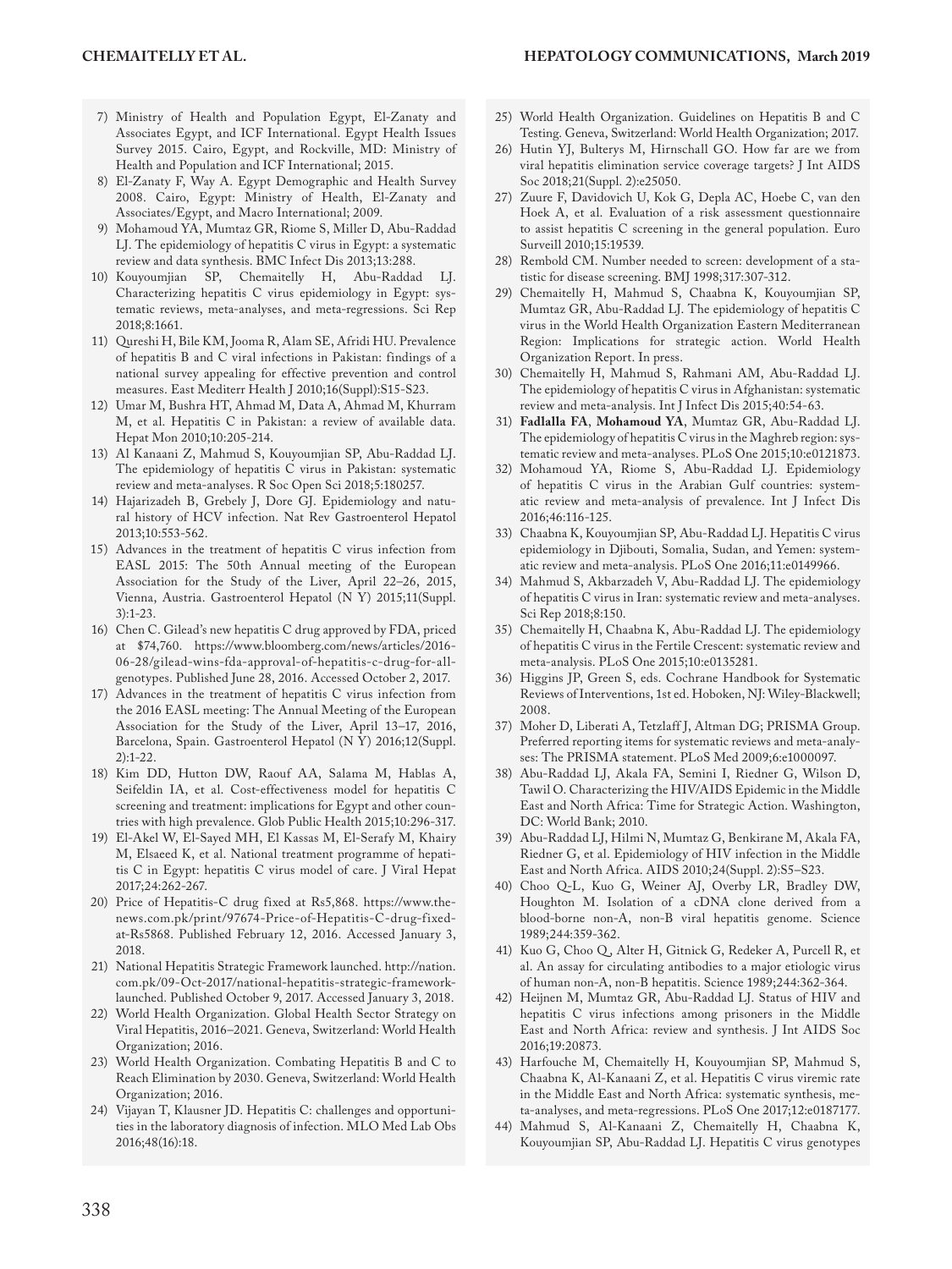7) Ministry of Health and Population Egypt, El-Zanaty and Associates Egypt, and ICF International. Egypt Health Issues Survey 2015. Cairo, Egypt, and Rockville, MD: Ministry of Health and Population and ICF International; 2015.
8) El-Zanaty F, Way A. Egypt Demographic and Health Survey 2008. Cairo, Egypt: Ministry of Health, El-Zanaty and Associates/Egypt, and Macro International; 2009.
9) Mohamoud YA, Mumtaz GR, Riome S, Miller D, Abu-Raddad LJ. The epidemiology of hepatitis C virus in Egypt: a systematic review and data synthesis. BMC Infect Dis 2013;13:288.
10) Kouyoumjian SP, Chemaitelly H, Abu-Raddad LJ. Characterizing hepatitis C virus epidemiology in Egypt: systematic reviews, meta-analyses, and meta-regressions. Sci Rep 2018;8:1661.
11) Qureshi H, Bile KM, Jooma R, Alam SE, Afridi HU. Prevalence of hepatitis B and C viral infections in Pakistan: findings of a national survey appealing for effective prevention and control measures. East Mediterr Health J 2010;16(Suppl):S15-S23.
12) Umar M, Bushra HT, Ahmad M, Data A, Ahmad M, Khurram M, et al. Hepatitis C in Pakistan: a review of available data. Hepat Mon 2010;10:205-214.
13) Al Kanaani Z, Mahmud S, Kouyoumjian SP, Abu-Raddad LJ. The epidemiology of hepatitis C virus in Pakistan: systematic review and meta-analyses. R Soc Open Sci 2018;5:180257.
14) Hajarizadeh B, Grebely J, Dore GJ. Epidemiology and natural history of HCV infection. Nat Rev Gastroenterol Hepatol 2013;10:553-562.
15) Advances in the treatment of hepatitis C virus infection from EASL 2015: The 50th Annual meeting of the European Association for the Study of the Liver, April 22–26, 2015, Vienna, Austria. Gastroenterol Hepatol (N Y) 2015;11(Suppl. 3):1-23.
16) Chen C. Gilead's new hepatitis C drug approved by FDA, priced at $74,760. https://www.bloomberg.com/news/articles/2016-06-28/gilead-wins-fda-approval-of-hepatitis-c-drug-for-all-genotypes. Published June 28, 2016. Accessed October 2, 2017.
17) Advances in the treatment of hepatitis C virus infection from the 2016 EASL meeting: The Annual Meeting of the European Association for the Study of the Liver, April 13–17, 2016, Barcelona, Spain. Gastroenterol Hepatol (N Y) 2016;12(Suppl. 2):1-22.
18) Kim DD, Hutton DW, Raouf AA, Salama M, Hablas A, Seifeldin IA, et al. Cost-effectiveness model for hepatitis C screening and treatment: implications for Egypt and other countries with high prevalence. Glob Public Health 2015;10:296-317.
19) El-Akel W, El-Sayed MH, El Kassas M, El-Serafy M, Khairy M, Elsaeed K, et al. National treatment programme of hepatitis C in Egypt: hepatitis C virus model of care. J Viral Hepat 2017;24:262-267.
20) Price of Hepatitis-C drug fixed at Rs5,868. https://www.thenews.com.pk/print/97674-Price-of-Hepatitis-C-drug-fixed-at-Rs5868. Published February 12, 2016. Accessed January 3, 2018.
21) National Hepatitis Strategic Framework launched. http://nation.com.pk/09-Oct-2017/national-hepatitis-strategic-framework-launched. Published October 9, 2017. Accessed January 3, 2018.
22) World Health Organization. Global Health Sector Strategy on Viral Hepatitis, 2016–2021. Geneva, Switzerland: World Health Organization; 2016.
23) World Health Organization. Combating Hepatitis B and C to Reach Elimination by 2030. Geneva, Switzerland: World Health Organization; 2016.
24) Vijayan T, Klausner JD. Hepatitis C: challenges and opportunities in the laboratory diagnosis of infection. MLO Med Lab Obs 2016;48(16):18.
25) World Health Organization. Guidelines on Hepatitis B and C Testing. Geneva, Switzerland: World Health Organization; 2017.
26) Hutin YJ, Bulterys M, Hirnschall GO. How far are we from viral hepatitis elimination service coverage targets? J Int AIDS Soc 2018;21(Suppl. 2):e25050.
27) Zuure F, Davidovich U, Kok G, Depla AC, Hoebe C, van den Hoek A, et al. Evaluation of a risk assessment questionnaire to assist hepatitis C screening in the general population. Euro Surveill 2010;15:19539.
28) Rembold CM. Number needed to screen: development of a statistic for disease screening. BMJ 1998;317:307-312.
29) Chemaitelly H, Mahmud S, Chaabna K, Kouyoumjian SP, Mumtaz GR, Abu-Raddad LJ. The epidemiology of hepatitis C virus in the World Health Organization Eastern Mediterranean Region: Implications for strategic action. World Health Organization Report. In press.
30) Chemaitelly H, Mahmud S, Rahmani AM, Abu-Raddad LJ. The epidemiology of hepatitis C virus in Afghanistan: systematic review and meta-analysis. Int J Infect Dis 2015;40:54-63.
31) **Fadlalla FA**, **Mohamoud YA**, Mumtaz GR, Abu-Raddad LJ. The epidemiology of hepatitis C virus in the Maghreb region: systematic review and meta-analyses. PLoS One 2015;10:e0121873.
32) Mohamoud YA, Riome S, Abu-Raddad LJ. Epidemiology of hepatitis C virus in the Arabian Gulf countries: systematic review and meta-analysis of prevalence. Int J Infect Dis 2016;46:116-125.
33) Chaabna K, Kouyoumjian SP, Abu-Raddad LJ. Hepatitis C virus epidemiology in Djibouti, Somalia, Sudan, and Yemen: systematic review and meta-analysis. PLoS One 2016;11:e0149966.
34) Mahmud S, Akbarzadeh V, Abu-Raddad LJ. The epidemiology of hepatitis C virus in Iran: systematic review and meta-analyses. Sci Rep 2018;8:150.
35) Chemaitelly H, Chaabna K, Abu-Raddad LJ. The epidemiology of hepatitis C virus in the Fertile Crescent: systematic review and meta-analysis. PLoS One 2015;10:e0135281.
36) Higgins JP, Green S, eds. Cochrane Handbook for Systematic Reviews of Interventions, 1st ed. Hoboken, NJ: Wiley-Blackwell; 2008.
37) Moher D, Liberati A, Tetzlaff J, Altman DG; PRISMA Group. Preferred reporting items for systematic reviews and meta-analyses: The PRISMA statement. PLoS Med 2009;6:e1000097.
38) Abu-Raddad LJ, Akala FA, Semini I, Riedner G, Wilson D, Tawil O. Characterizing the HIV/AIDS Epidemic in the Middle East and North Africa: Time for Strategic Action. Washington, DC: World Bank; 2010.
39) Abu-Raddad LJ, Hilmi N, Mumtaz G, Benkirane M, Akala FA, Riedner G, et al. Epidemiology of HIV infection in the Middle East and North Africa. AIDS 2010;24(Suppl. 2):S5–S23.
40) Choo Q-L, Kuo G, Weiner AJ, Overby LR, Bradley DW, Houghton M. Isolation of a cDNA clone derived from a blood-borne non-A, non-B viral hepatitis genome. Science 1989;244:359-362.
41) Kuo G, Choo Q, Alter H, Gitnick G, Redeker A, Purcell R, et al. An assay for circulating antibodies to a major etiologic virus of human non-A, non-B hepatitis. Science 1989;244:362-364.
42) Heijnen M, Mumtaz GR, Abu-Raddad LJ. Status of HIV and hepatitis C virus infections among prisoners in the Middle East and North Africa: review and synthesis. J Int AIDS Soc 2016;19:20873.
43) Harfouche M, Chemaitelly H, Kouyoumjian SP, Mahmud S, Chaabna K, Al-Kanaani Z, et al. Hepatitis C virus viremic rate in the Middle East and North Africa: systematic synthesis, meta-analyses, and meta-regressions. PLoS One 2017;12:e0187177.
44) Mahmud S, Al-Kanaani Z, Chemaitelly H, Chaabna K, Kouyoumjian SP, Abu-Raddad LJ. Hepatitis C virus genotypes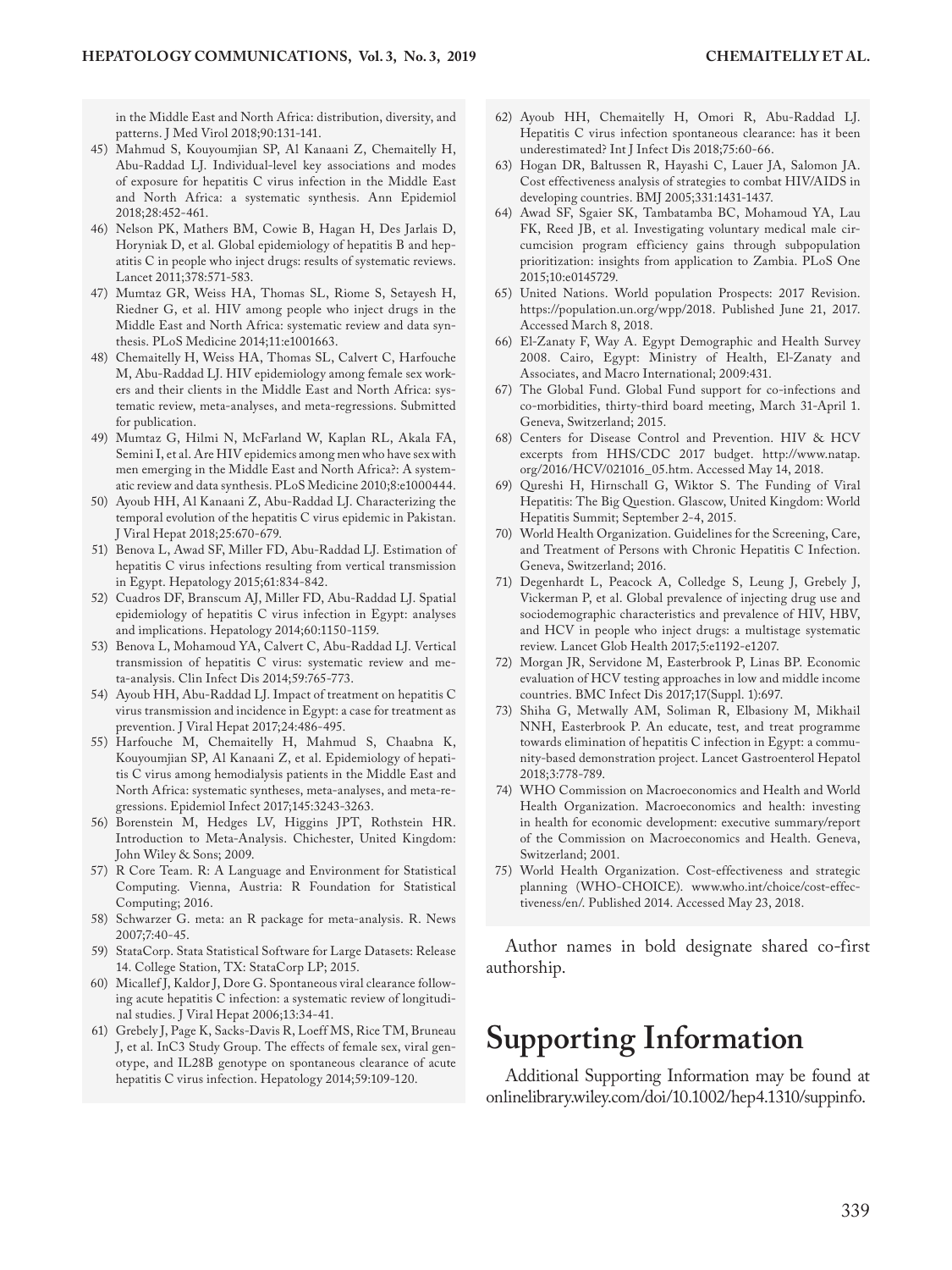in the Middle East and North Africa: distribution, diversity, and patterns. J Med Virol 2018;90:131-141.

45) Mahmud S, Kouyoumjian SP, Al Kanaani Z, Chemaitelly H, Abu-Raddad LJ. Individual-level key associations and modes of exposure for hepatitis C virus infection in the Middle East and North Africa: a systematic synthesis. Ann Epidemiol 2018;28:452-461.
46) Nelson PK, Mathers BM, Cowie B, Hagan H, Des Jarlais D, Horyniak D, et al. Global epidemiology of hepatitis B and hepatitis C in people who inject drugs: results of systematic reviews. Lancet 2011;378:571-583.
47) Mumtaz GR, Weiss HA, Thomas SL, Riome S, Setayesh H, Riedner G, et al. HIV among people who inject drugs in the Middle East and North Africa: systematic review and data synthesis. PLoS Medicine 2014;11:e1001663.
48) Chemaitelly H, Weiss HA, Thomas SL, Calvert C, Harfouche M, Abu-Raddad LJ. HIV epidemiology among female sex workers and their clients in the Middle East and North Africa: systematic review, meta-analyses, and meta-regressions. Submitted for publication.
49) Mumtaz G, Hilmi N, McFarland W, Kaplan RL, Akala FA, Semini I, et al. Are HIV epidemics among men who have sex with men emerging in the Middle East and North Africa?: A systematic review and data synthesis. PLoS Medicine 2010;8:e1000444.
50) Ayoub HH, Al Kanaani Z, Abu-Raddad LJ. Characterizing the temporal evolution of the hepatitis C virus epidemic in Pakistan. J Viral Hepat 2018;25:670-679.
51) Benova L, Awad SF, Miller FD, Abu-Raddad LJ. Estimation of hepatitis C virus infections resulting from vertical transmission in Egypt. Hepatology 2015;61:834-842.
52) Cuadros DF, Branscum AJ, Miller FD, Abu-Raddad LJ. Spatial epidemiology of hepatitis C virus infection in Egypt: analyses and implications. Hepatology 2014;60:1150-1159.
53) Benova L, Mohamoud YA, Calvert C, Abu-Raddad LJ. Vertical transmission of hepatitis C virus: systematic review and meta-analysis. Clin Infect Dis 2014;59:765-773.
54) Ayoub HH, Abu-Raddad LJ. Impact of treatment on hepatitis C virus transmission and incidence in Egypt: a case for treatment as prevention. J Viral Hepat 2017;24:486-495.
55) Harfouche M, Chemaitelly H, Mahmud S, Chaabna K, Kouyoumjian SP, Al Kanaani Z, et al. Epidemiology of hepatitis C virus among hemodialysis patients in the Middle East and North Africa: systematic syntheses, meta-analyses, and meta-regressions. Epidemiol Infect 2017;145:3243-3263.
56) Borenstein M, Hedges LV, Higgins JPT, Rothstein HR. Introduction to Meta-Analysis. Chichester, United Kingdom: John Wiley & Sons; 2009.
57) R Core Team. R: A Language and Environment for Statistical Computing. Vienna, Austria: R Foundation for Statistical Computing; 2016.
58) Schwarzer G. meta: an R package for meta-analysis. R. News 2007;7:40-45.
59) StataCorp. Stata Statistical Software for Large Datasets: Release 14. College Station, TX: StataCorp LP; 2015.
60) Micallef J, Kaldor J, Dore G. Spontaneous viral clearance following acute hepatitis C infection: a systematic review of longitudinal studies. J Viral Hepat 2006;13:34-41.
61) Grebely J, Page K, Sacks-Davis R, Loeff MS, Rice TM, Bruneau J, et al. InC3 Study Group. The effects of female sex, viral genotype, and IL28B genotype on spontaneous clearance of acute hepatitis C virus infection. Hepatology 2014;59:109-120.
62) Ayoub HH, Chemaitelly H, Omori R, Abu-Raddad LJ. Hepatitis C virus infection spontaneous clearance: has it been underestimated? Int J Infect Dis 2018;75:60-66.
63) Hogan DR, Baltussen R, Hayashi C, Lauer JA, Salomon JA. Cost effectiveness analysis of strategies to combat HIV/AIDS in developing countries. BMJ 2005;331:1431-1437.
64) Awad SF, Sgaier SK, Tambatamba BC, Mohamoud YA, Lau FK, Reed JB, et al. Investigating voluntary medical male circumcision program efficiency gains through subpopulation prioritization: insights from application to Zambia. PLoS One 2015;10:e0145729.
65) United Nations. World population Prospects: 2017 Revision. https://population.un.org/wpp/2018. Published June 21, 2017. Accessed March 8, 2018.
66) El-Zanaty F, Way A. Egypt Demographic and Health Survey 2008. Cairo, Egypt: Ministry of Health, El-Zanaty and Associates, and Macro International; 2009:431.
67) The Global Fund. Global Fund support for co-infections and co-morbidities, thirty-third board meeting, March 31-April 1. Geneva, Switzerland; 2015.
68) Centers for Disease Control and Prevention. HIV & HCV excerpts from HHS/CDC 2017 budget. http://www.natap.org/2016/HCV/021016_05.htm. Accessed May 14, 2018.
69) Qureshi H, Hirnschall G, Wiktor S. The Funding of Viral Hepatitis: The Big Question. Glascow, United Kingdom: World Hepatitis Summit; September 2-4, 2015.
70) World Health Organization. Guidelines for the Screening, Care, and Treatment of Persons with Chronic Hepatitis C Infection. Geneva, Switzerland; 2016.
71) Degenhardt L, Peacock A, Colledge S, Leung J, Grebely J, Vickerman P, et al. Global prevalence of injecting drug use and sociodemographic characteristics and prevalence of HIV, HBV, and HCV in people who inject drugs: a multistage systematic review. Lancet Glob Health 2017;5:e1192-e1207.
72) Morgan JR, Servidone M, Easterbrook P, Linas BP. Economic evaluation of HCV testing approaches in low and middle income countries. BMC Infect Dis 2017;17(Suppl. 1):697.
73) Shiha G, Metwally AM, Soliman R, Elbasiony M, Mikhail NNH, Easterbrook P. An educate, test, and treat programme towards elimination of hepatitis C infection in Egypt: a community-based demonstration project. Lancet Gastroenterol Hepatol 2018;3:778-789.
74) WHO Commission on Macroeconomics and Health and World Health Organization. Macroeconomics and health: investing in health for economic development: executive summary/report of the Commission on Macroeconomics and Health. Geneva, Switzerland; 2001.
75) World Health Organization. Cost-effectiveness and strategic planning (WHO-CHOICE). www.who.int/choice/cost-effectiveness/en/. Published 2014. Accessed May 23, 2018.

Author names in bold designate shared co-first authorship.

# Supporting Information

Additional Supporting Information may be found at onlinelibrary.wiley.com/doi/10.1002/hep4.1310/suppinfo.